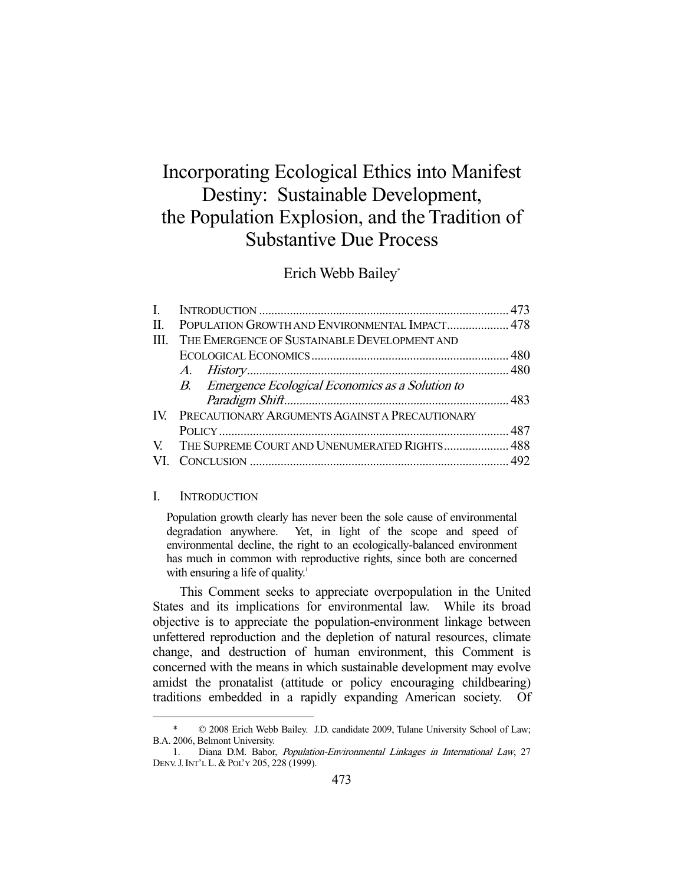# Incorporating Ecological Ethics into Manifest Destiny: Sustainable Development, the Population Explosion, and the Tradition of Substantive Due Process

Erich Webb Bailey*

| | | |
|---|---|---|
| I. | INTRODUCTION | 473 |
| II. | POPULATION GROWTH AND ENVIRONMENTAL IMPACT | 478 |
| III. | THE EMERGENCE OF SUSTAINABLE DEVELOPMENT AND ECOLOGICAL ECONOMICS | 480 |
| | *A. History* | 480 |
| | *B. Emergence Ecological Economics as a Solution to Paradigm Shift* | 483 |
| IV. | PRECAUTIONARY ARGUMENTS AGAINST A PRECAUTIONARY POLICY | 487 |
| V. | THE SUPREME COURT AND UNENUMERATED RIGHTS | 488 |
| VI. | CONCLUSION | 492 |

## I. INTRODUCTION

> Population growth clearly has never been the sole cause of environmental degradation anywhere. Yet, in light of the scope and speed of environmental decline, the right to an ecologically-balanced environment has much in common with reproductive rights, since both are concerned with ensuring a life of quality.[1]

This Comment seeks to appreciate overpopulation in the United States and its implications for environmental law. While its broad objective is to appreciate the population-environment linkage between unfettered reproduction and the depletion of natural resources, climate change, and destruction of human environment, this Comment is concerned with the means in which sustainable development may evolve amidst the pronatalist (attitude or policy encouraging childbearing) traditions embedded in a rapidly expanding American society. Of

---

\* © 2008 Erich Webb Bailey. J.D. candidate 2009, Tulane University School of Law; B.A. 2006, Belmont University.

1. Diana D.M. Babor, *Population-Environmental Linkages in International Law*, 27 DENV. J. INT'L L. & POL'Y 205, 228 (1999).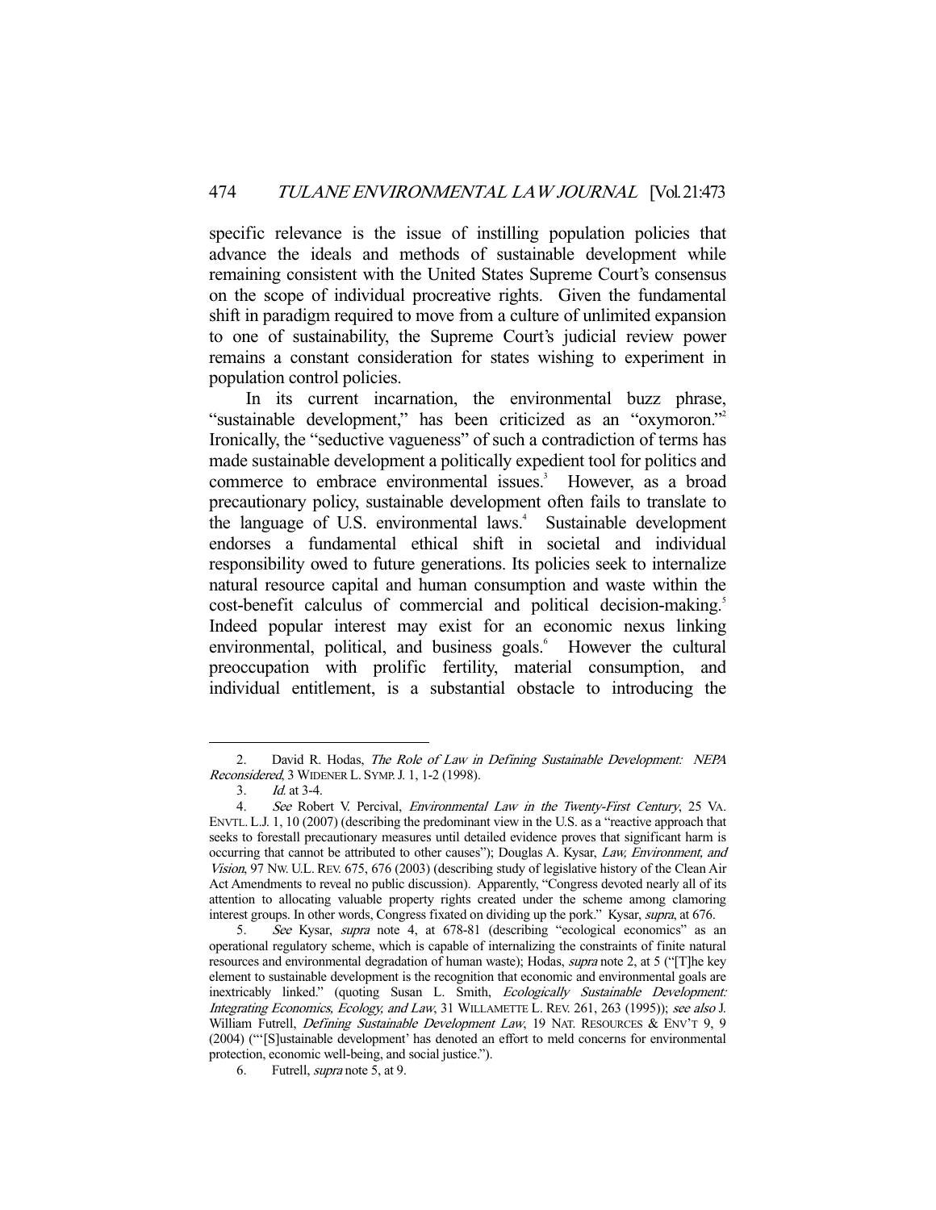specific relevance is the issue of instilling population policies that advance the ideals and methods of sustainable development while remaining consistent with the United States Supreme Court's consensus on the scope of individual procreative rights. Given the fundamental shift in paradigm required to move from a culture of unlimited expansion to one of sustainability, the Supreme Court's judicial review power remains a constant consideration for states wishing to experiment in population control policies.

In its current incarnation, the environmental buzz phrase, "sustainable development," has been criticized as an "oxymoron."[2] Ironically, the "seductive vagueness" of such a contradiction of terms has made sustainable development a politically expedient tool for politics and commerce to embrace environmental issues.[3] However, as a broad precautionary policy, sustainable development often fails to translate to the language of U.S. environmental laws.[4] Sustainable development endorses a fundamental ethical shift in societal and individual responsibility owed to future generations. Its policies seek to internalize natural resource capital and human consumption and waste within the cost-benefit calculus of commercial and political decision-making.[5] Indeed popular interest may exist for an economic nexus linking environmental, political, and business goals.[6] However the cultural preoccupation with prolific fertility, material consumption, and individual entitlement, is a substantial obstacle to introducing the

---

2. David R. Hodas, *The Role of Law in Defining Sustainable Development: NEPA Reconsidered*, 3 WIDENER L. SYMP. J. 1, 1-2 (1998).

3. *Id.* at 3-4.

4. *See* Robert V. Percival, *Environmental Law in the Twenty-First Century*, 25 VA. ENVTL. L.J. 1, 10 (2007) (describing the predominant view in the U.S. as a "reactive approach that seeks to forestall precautionary measures until detailed evidence proves that significant harm is occurring that cannot be attributed to other causes"); Douglas A. Kysar, *Law, Environment, and Vision*, 97 NW. U.L. REV. 675, 676 (2003) (describing study of legislative history of the Clean Air Act Amendments to reveal no public discussion). Apparently, "Congress devoted nearly all of its attention to allocating valuable property rights created under the scheme among clamoring interest groups. In other words, Congress fixated on dividing up the pork." Kysar, *supra*, at 676.

5. *See* Kysar, *supra* note 4, at 678-81 (describing "ecological economics" as an operational regulatory scheme, which is capable of internalizing the constraints of finite natural resources and environmental degradation of human waste); Hodas, *supra* note 2, at 5 ("[T]he key element to sustainable development is the recognition that economic and environmental goals are inextricably linked." (quoting Susan L. Smith, *Ecologically Sustainable Development: Integrating Economics, Ecology, and Law*, 31 WILLAMETTE L. REV. 261, 263 (1995)); *see also* J. William Futrell, *Defining Sustainable Development Law*, 19 NAT. RESOURCES & ENV'T 9, 9 (2004) ("'[S]ustainable development' has denoted an effort to meld concerns for environmental protection, economic well-being, and social justice.").

6. Futrell, *supra* note 5, at 9.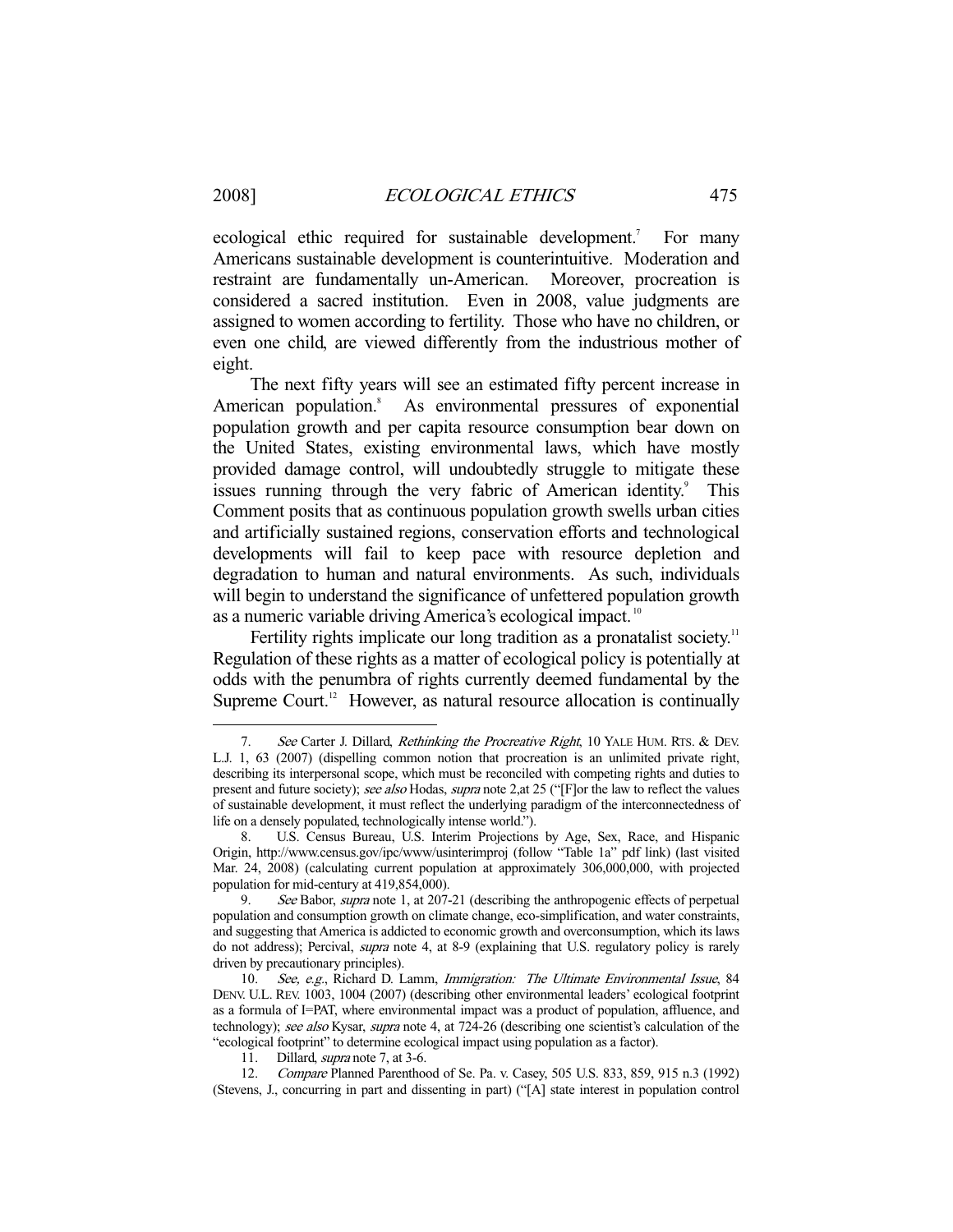ecological ethic required for sustainable development.[7] For many Americans sustainable development is counterintuitive. Moderation and restraint are fundamentally un-American. Moreover, procreation is considered a sacred institution. Even in 2008, value judgments are assigned to women according to fertility. Those who have no children, or even one child, are viewed differently from the industrious mother of eight.

The next fifty years will see an estimated fifty percent increase in American population.[8] As environmental pressures of exponential population growth and per capita resource consumption bear down on the United States, existing environmental laws, which have mostly provided damage control, will undoubtedly struggle to mitigate these issues running through the very fabric of American identity.[9] This Comment posits that as continuous population growth swells urban cities and artificially sustained regions, conservation efforts and technological developments will fail to keep pace with resource depletion and degradation to human and natural environments. As such, individuals will begin to understand the significance of unfettered population growth as a numeric variable driving America's ecological impact.[10]

Fertility rights implicate our long tradition as a pronatalist society.[11] Regulation of these rights as a matter of ecological policy is potentially at odds with the penumbra of rights currently deemed fundamental by the Supreme Court.[12] However, as natural resource allocation is continually

---

7. *See* Carter J. Dillard, *Rethinking the Procreative Right*, 10 YALE HUM. RTS. & DEV. L.J. 1, 63 (2007) (dispelling common notion that procreation is an unlimited private right, describing its interpersonal scope, which must be reconciled with competing rights and duties to present and future society); *see also* Hodas, *supra* note 2,at 25 ("[F]or the law to reflect the values of sustainable development, it must reflect the underlying paradigm of the interconnectedness of life on a densely populated, technologically intense world.").

8. U.S. Census Bureau, U.S. Interim Projections by Age, Sex, Race, and Hispanic Origin, http://www.census.gov/ipc/www/usinterimproj (follow "Table 1a" pdf link) (last visited Mar. 24, 2008) (calculating current population at approximately 306,000,000, with projected population for mid-century at 419,854,000).

9. *See* Babor, *supra* note 1, at 207-21 (describing the anthropogenic effects of perpetual population and consumption growth on climate change, eco-simplification, and water constraints, and suggesting that America is addicted to economic growth and overconsumption, which its laws do not address); Percival, *supra* note 4, at 8-9 (explaining that U.S. regulatory policy is rarely driven by precautionary principles).

10. *See, e.g.*, Richard D. Lamm, *Immigration: The Ultimate Environmental Issue*, 84 DENV. U.L. REV. 1003, 1004 (2007) (describing other environmental leaders' ecological footprint as a formula of I=PAT, where environmental impact was a product of population, affluence, and technology); *see also* Kysar, *supra* note 4, at 724-26 (describing one scientist's calculation of the "ecological footprint" to determine ecological impact using population as a factor).

11. Dillard, *supra* note 7, at 3-6.

12. *Compare* Planned Parenthood of Se. Pa. v. Casey, 505 U.S. 833, 859, 915 n.3 (1992) (Stevens, J., concurring in part and dissenting in part) ("[A] state interest in population control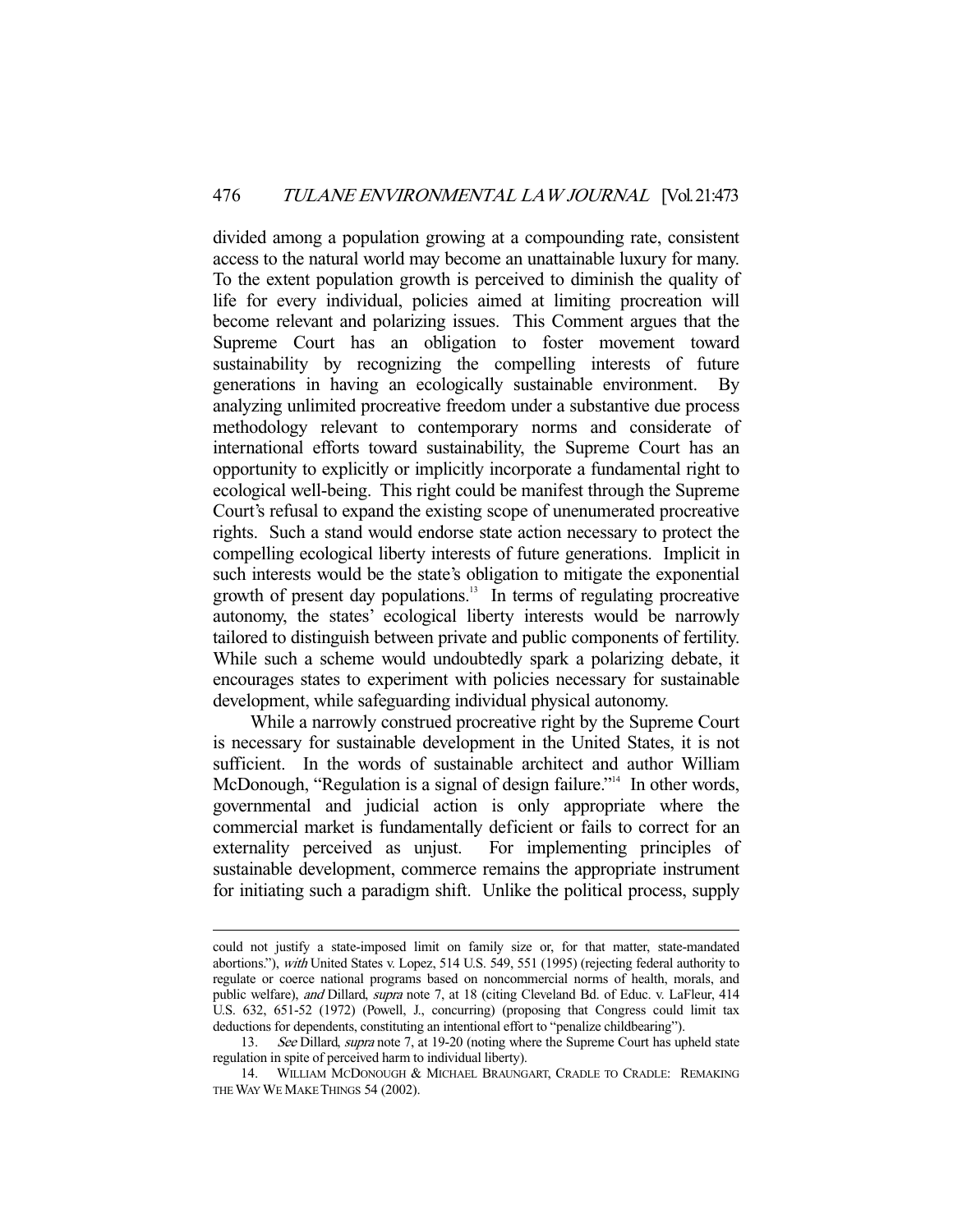divided among a population growing at a compounding rate, consistent access to the natural world may become an unattainable luxury for many. To the extent population growth is perceived to diminish the quality of life for every individual, policies aimed at limiting procreation will become relevant and polarizing issues. This Comment argues that the Supreme Court has an obligation to foster movement toward sustainability by recognizing the compelling interests of future generations in having an ecologically sustainable environment. By analyzing unlimited procreative freedom under a substantive due process methodology relevant to contemporary norms and considerate of international efforts toward sustainability, the Supreme Court has an opportunity to explicitly or implicitly incorporate a fundamental right to ecological well-being. This right could be manifest through the Supreme Court's refusal to expand the existing scope of unenumerated procreative rights. Such a stand would endorse state action necessary to protect the compelling ecological liberty interests of future generations. Implicit in such interests would be the state's obligation to mitigate the exponential growth of present day populations.[13] In terms of regulating procreative autonomy, the states' ecological liberty interests would be narrowly tailored to distinguish between private and public components of fertility. While such a scheme would undoubtedly spark a polarizing debate, it encourages states to experiment with policies necessary for sustainable development, while safeguarding individual physical autonomy.

While a narrowly construed procreative right by the Supreme Court is necessary for sustainable development in the United States, it is not sufficient. In the words of sustainable architect and author William McDonough, "Regulation is a signal of design failure."[14] In other words, governmental and judicial action is only appropriate where the commercial market is fundamentally deficient or fails to correct for an externality perceived as unjust. For implementing principles of sustainable development, commerce remains the appropriate instrument for initiating such a paradigm shift. Unlike the political process, supply

---

could not justify a state-imposed limit on family size or, for that matter, state-mandated abortions."), *with* United States v. Lopez, 514 U.S. 549, 551 (1995) (rejecting federal authority to regulate or coerce national programs based on noncommercial norms of health, morals, and public welfare), *and* Dillard, *supra* note 7, at 18 (citing Cleveland Bd. of Educ. v. LaFleur, 414 U.S. 632, 651-52 (1972) (Powell, J., concurring) (proposing that Congress could limit tax deductions for dependents, constituting an intentional effort to "penalize childbearing").

13. *See* Dillard, *supra* note 7, at 19-20 (noting where the Supreme Court has upheld state regulation in spite of perceived harm to individual liberty).

14. WILLIAM MCDONOUGH & MICHAEL BRAUNGART, CRADLE TO CRADLE: REMAKING THE WAY WE MAKE THINGS 54 (2002).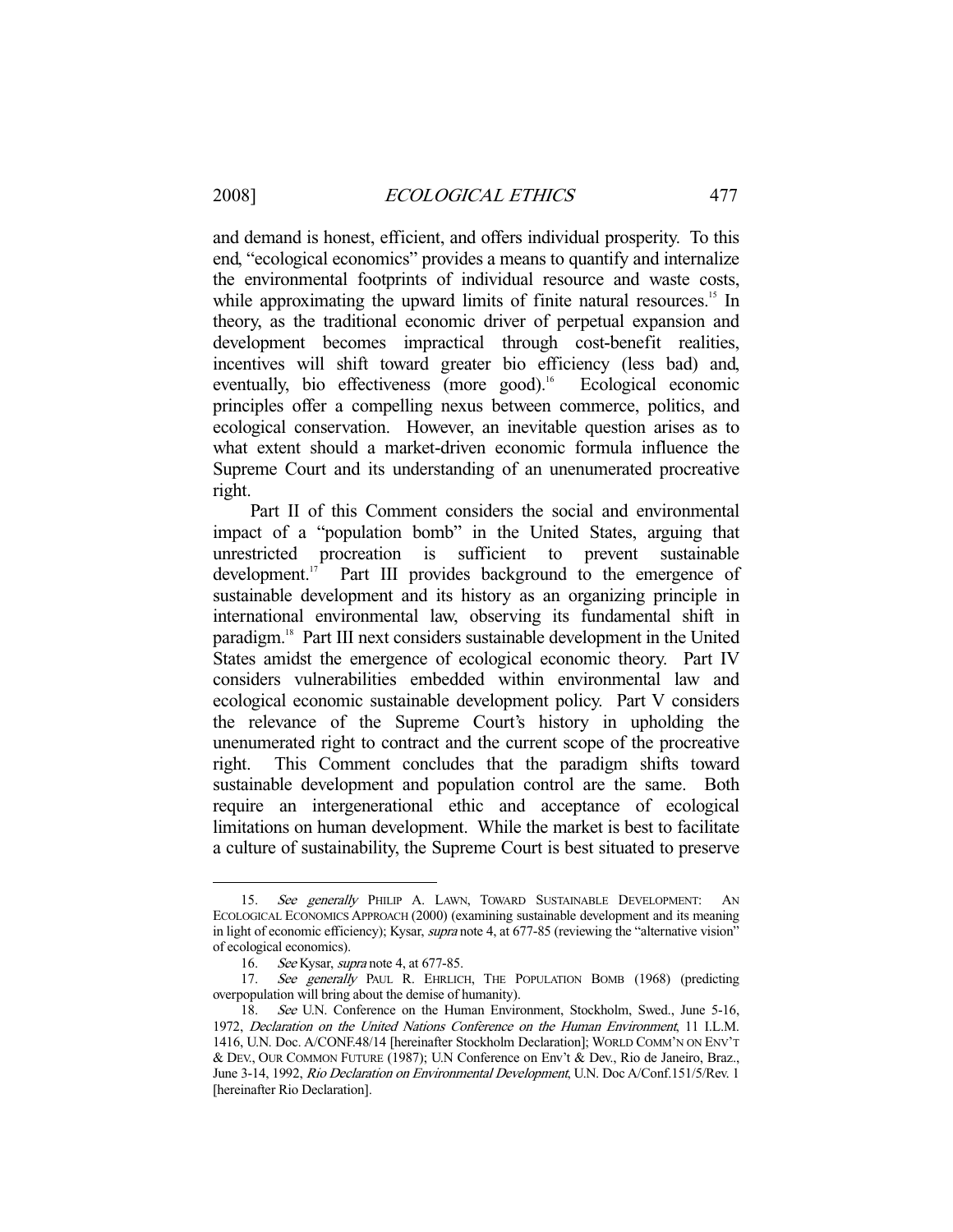and demand is honest, efficient, and offers individual prosperity. To this end, "ecological economics" provides a means to quantify and internalize the environmental footprints of individual resource and waste costs, while approximating the upward limits of finite natural resources.[15] In theory, as the traditional economic driver of perpetual expansion and development becomes impractical through cost-benefit realities, incentives will shift toward greater bio efficiency (less bad) and, eventually, bio effectiveness (more good).[16] Ecological economic principles offer a compelling nexus between commerce, politics, and ecological conservation. However, an inevitable question arises as to what extent should a market-driven economic formula influence the Supreme Court and its understanding of an unenumerated procreative right.

Part II of this Comment considers the social and environmental impact of a "population bomb" in the United States, arguing that unrestricted procreation is sufficient to prevent sustainable development.[17] Part III provides background to the emergence of sustainable development and its history as an organizing principle in international environmental law, observing its fundamental shift in paradigm.[18] Part III next considers sustainable development in the United States amidst the emergence of ecological economic theory. Part IV considers vulnerabilities embedded within environmental law and ecological economic sustainable development policy. Part V considers the relevance of the Supreme Court's history in upholding the unenumerated right to contract and the current scope of the procreative right. This Comment concludes that the paradigm shifts toward sustainable development and population control are the same. Both require an intergenerational ethic and acceptance of ecological limitations on human development. While the market is best to facilitate a culture of sustainability, the Supreme Court is best situated to preserve

---

15. *See generally* PHILIP A. LAWN, TOWARD SUSTAINABLE DEVELOPMENT: AN ECOLOGICAL ECONOMICS APPROACH (2000) (examining sustainable development and its meaning in light of economic efficiency); Kysar, *supra* note 4, at 677-85 (reviewing the "alternative vision" of ecological economics).

16. *See* Kysar, *supra* note 4, at 677-85.

17. *See generally* PAUL R. EHRLICH, THE POPULATION BOMB (1968) (predicting overpopulation will bring about the demise of humanity).

18. *See* U.N. Conference on the Human Environment, Stockholm, Swed., June 5-16, 1972, *Declaration on the United Nations Conference on the Human Environment*, 11 I.L.M. 1416, U.N. Doc. A/CONF.48/14 [hereinafter Stockholm Declaration]; WORLD COMM'N ON ENV'T & DEV., OUR COMMON FUTURE (1987); U.N Conference on Env't & Dev., Rio de Janeiro, Braz., June 3-14, 1992, *Rio Declaration on Environmental Development*, U.N. Doc A/Conf.151/5/Rev. 1 [hereinafter Rio Declaration].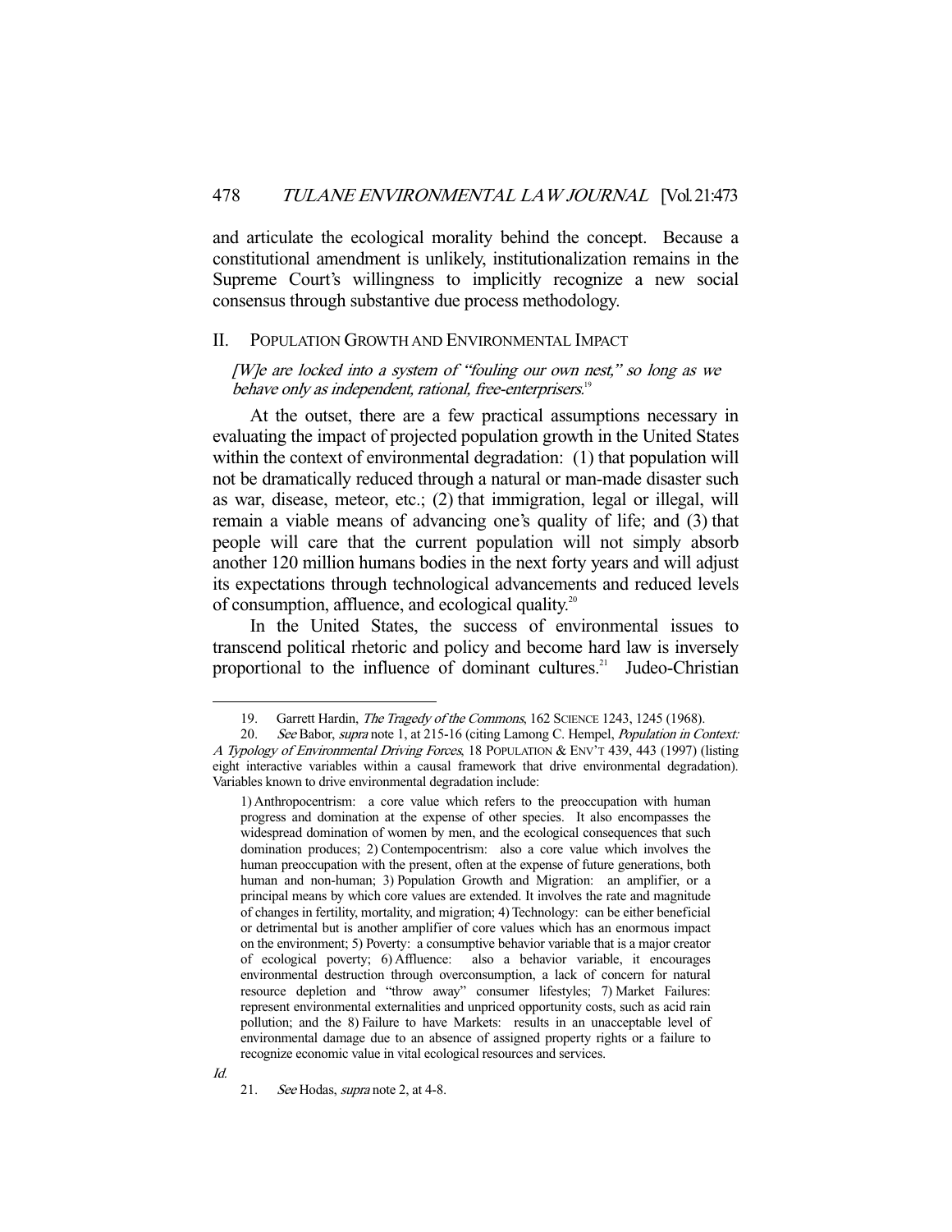and articulate the ecological morality behind the concept. Because a constitutional amendment is unlikely, institutionalization remains in the Supreme Court's willingness to implicitly recognize a new social consensus through substantive due process methodology.

## II. POPULATION GROWTH AND ENVIRONMENTAL IMPACT

*[W]e are locked into a system of "fouling our own nest," so long as we behave only as independent, rational, free-enterprisers.*[19]

At the outset, there are a few practical assumptions necessary in evaluating the impact of projected population growth in the United States within the context of environmental degradation: (1) that population will not be dramatically reduced through a natural or man-made disaster such as war, disease, meteor, etc.; (2) that immigration, legal or illegal, will remain a viable means of advancing one's quality of life; and (3) that people will care that the current population will not simply absorb another 120 million humans bodies in the next forty years and will adjust its expectations through technological advancements and reduced levels of consumption, affluence, and ecological quality.[20]

In the United States, the success of environmental issues to transcend political rhetoric and policy and become hard law is inversely proportional to the influence of dominant cultures.[21] Judeo-Christian

---

19. Garrett Hardin, *The Tragedy of the Commons*, 162 SCIENCE 1243, 1245 (1968).

20. *See* Babor, *supra* note 1, at 215-16 (citing Lamong C. Hempel, *Population in Context: A Typology of Environmental Driving Forces*, 18 POPULATION & ENV'T 439, 443 (1997) (listing eight interactive variables within a causal framework that drive environmental degradation). Variables known to drive environmental degradation include:

> 1) Anthropocentrism: a core value which refers to the preoccupation with human progress and domination at the expense of other species. It also encompasses the widespread domination of women by men, and the ecological consequences that such domination produces; 2) Contempocentrism: also a core value which involves the human preoccupation with the present, often at the expense of future generations, both human and non-human; 3) Population Growth and Migration: an amplifier, or a principal means by which core values are extended. It involves the rate and magnitude of changes in fertility, mortality, and migration; 4) Technology: can be either beneficial or detrimental but is another amplifier of core values which has an enormous impact on the environment; 5) Poverty: a consumptive behavior variable that is a major creator of ecological poverty; 6) Affluence: also a behavior variable, it encourages environmental destruction through overconsumption, a lack of concern for natural resource depletion and "throw away" consumer lifestyles; 7) Market Failures: represent environmental externalities and unpriced opportunity costs, such as acid rain pollution; and the 8) Failure to have Markets: results in an unacceptable level of environmental damage due to an absence of assigned property rights or a failure to recognize economic value in vital ecological resources and services.

*Id.*

21. *See* Hodas, *supra* note 2, at 4-8.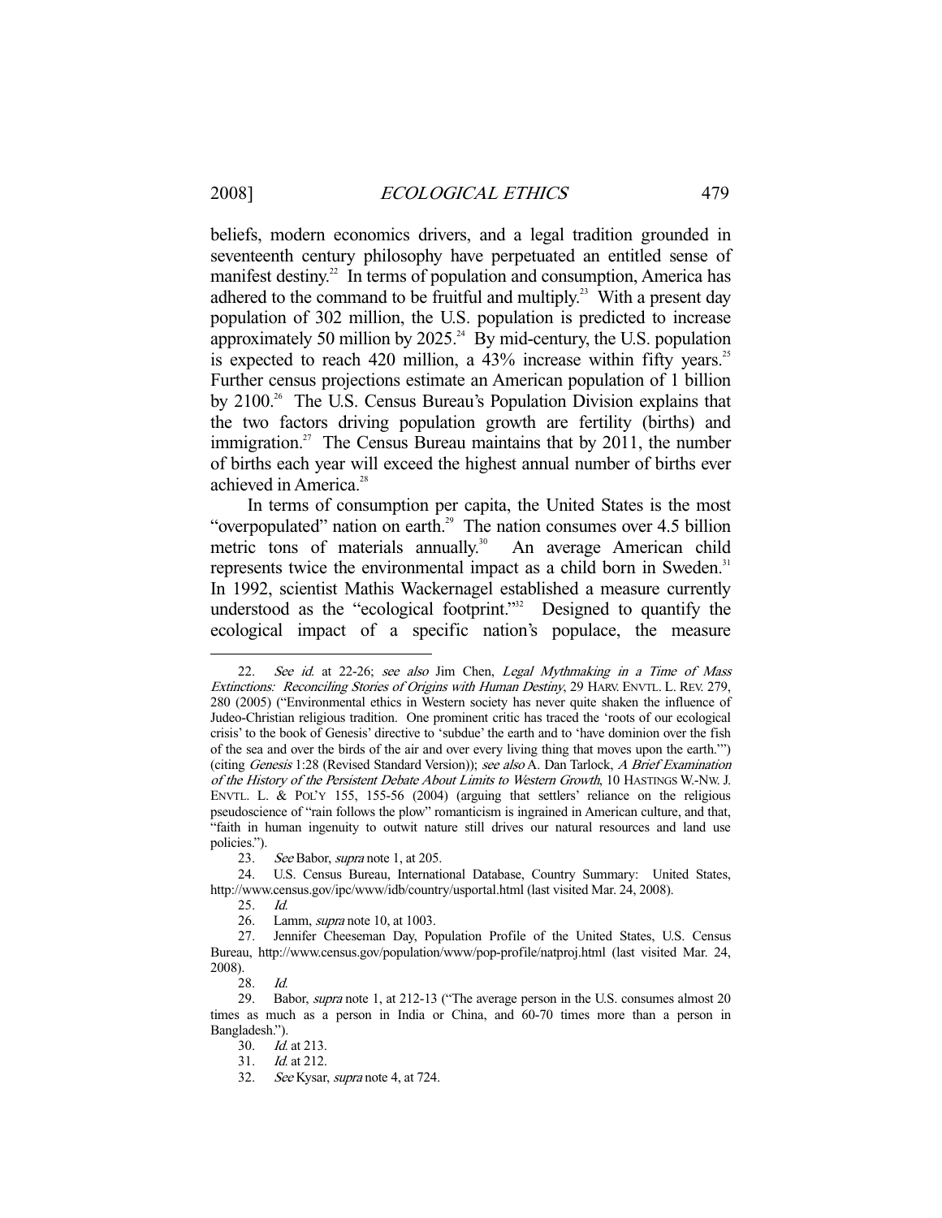beliefs, modern economics drivers, and a legal tradition grounded in seventeenth century philosophy have perpetuated an entitled sense of manifest destiny.[22] In terms of population and consumption, America has adhered to the command to be fruitful and multiply.[23] With a present day population of 302 million, the U.S. population is predicted to increase approximately 50 million by 2025.[24] By mid-century, the U.S. population is expected to reach 420 million, a 43% increase within fifty years.[25] Further census projections estimate an American population of 1 billion by 2100.[26] The U.S. Census Bureau's Population Division explains that the two factors driving population growth are fertility (births) and immigration.[27] The Census Bureau maintains that by 2011, the number of births each year will exceed the highest annual number of births ever achieved in America.[28]

In terms of consumption per capita, the United States is the most "overpopulated" nation on earth.[29] The nation consumes over 4.5 billion metric tons of materials annually.[30] An average American child represents twice the environmental impact as a child born in Sweden.[31] In 1992, scientist Mathis Wackernagel established a measure currently understood as the "ecological footprint."[32] Designed to quantify the ecological impact of a specific nation's populace, the measure

---

22. *See id.* at 22-26; *see also* Jim Chen, *Legal Mythmaking in a Time of Mass Extinctions: Reconciling Stories of Origins with Human Destiny*, 29 HARV. ENVTL. L. REV. 279, 280 (2005) ("Environmental ethics in Western society has never quite shaken the influence of Judeo-Christian religious tradition. One prominent critic has traced the 'roots of our ecological crisis' to the book of Genesis' directive to 'subdue' the earth and to 'have dominion over the fish of the sea and over the birds of the air and over every living thing that moves upon the earth.'") (citing *Genesis* 1:28 (Revised Standard Version)); *see also* A. Dan Tarlock, *A Brief Examination of the History of the Persistent Debate About Limits to Western Growth*, 10 HASTINGS W.-NW. J. ENVTL. L. & POL'Y 155, 155-56 (2004) (arguing that settlers' reliance on the religious pseudoscience of "rain follows the plow" romanticism is ingrained in American culture, and that, "faith in human ingenuity to outwit nature still drives our natural resources and land use policies.").

23. *See* Babor, *supra* note 1, at 205.

24. U.S. Census Bureau, International Database, Country Summary: United States, http://www.census.gov/ipc/www/idb/country/usportal.html (last visited Mar. 24, 2008).

25. *Id.*

26. Lamm, *supra* note 10, at 1003.

27. Jennifer Cheeseman Day, Population Profile of the United States, U.S. Census Bureau, http://www.census.gov/population/www/pop-profile/natproj.html (last visited Mar. 24, 2008).

28. *Id.*

29. Babor, *supra* note 1, at 212-13 ("The average person in the U.S. consumes almost 20 times as much as a person in India or China, and 60-70 times more than a person in Bangladesh.").

30. *Id.* at 213.

31. *Id.* at 212.

32. *See* Kysar, *supra* note 4, at 724.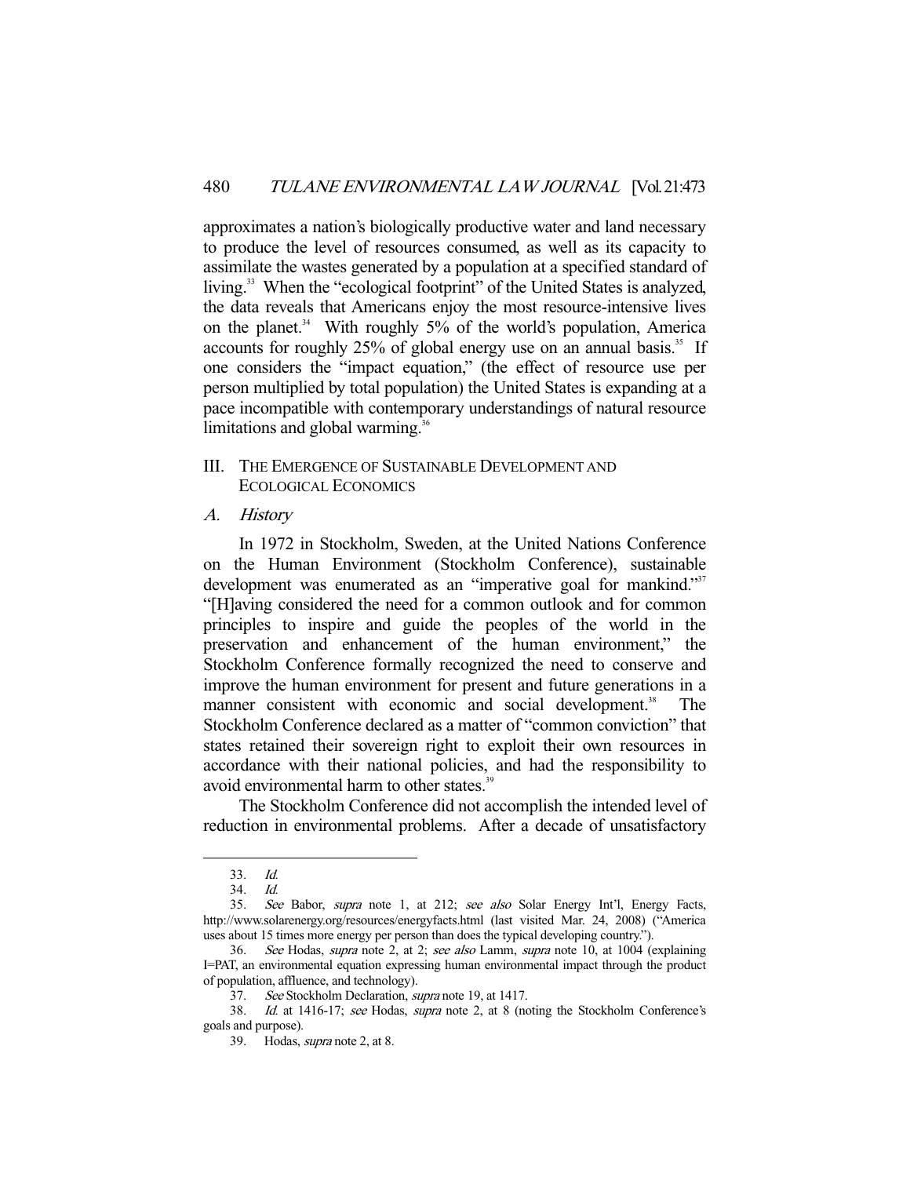approximates a nation's biologically productive water and land necessary to produce the level of resources consumed, as well as its capacity to assimilate the wastes generated by a population at a specified standard of living.[33] When the "ecological footprint" of the United States is analyzed, the data reveals that Americans enjoy the most resource-intensive lives on the planet.[34] With roughly 5% of the world's population, America accounts for roughly 25% of global energy use on an annual basis.[35] If one considers the "impact equation," (the effect of resource use per person multiplied by total population) the United States is expanding at a pace incompatible with contemporary understandings of natural resource limitations and global warming.[36]

## III. The Emergence of Sustainable Development and Ecological Economics

### A. *History*

In 1972 in Stockholm, Sweden, at the United Nations Conference on the Human Environment (Stockholm Conference), sustainable development was enumerated as an "imperative goal for mankind."[37] "[H]aving considered the need for a common outlook and for common principles to inspire and guide the peoples of the world in the preservation and enhancement of the human environment," the Stockholm Conference formally recognized the need to conserve and improve the human environment for present and future generations in a manner consistent with economic and social development.[38] The Stockholm Conference declared as a matter of "common conviction" that states retained their sovereign right to exploit their own resources in accordance with their national policies, and had the responsibility to avoid environmental harm to other states.[39]

The Stockholm Conference did not accomplish the intended level of reduction in environmental problems. After a decade of unsatisfactory

---

33. *Id.*

34. *Id.*

35. *See* Babor, *supra* note 1, at 212; *see also* Solar Energy Int'l, Energy Facts, http://www.solarenergy.org/resources/energyfacts.html (last visited Mar. 24, 2008) ("America uses about 15 times more energy per person than does the typical developing country.").

36. *See* Hodas, *supra* note 2, at 2; *see also* Lamm, *supra* note 10, at 1004 (explaining I=PAT, an environmental equation expressing human environmental impact through the product of population, affluence, and technology).

37. *See* Stockholm Declaration, *supra* note 19, at 1417.

38. *Id.* at 1416-17; *see* Hodas, *supra* note 2, at 8 (noting the Stockholm Conference's goals and purpose).

39. Hodas, *supra* note 2, at 8.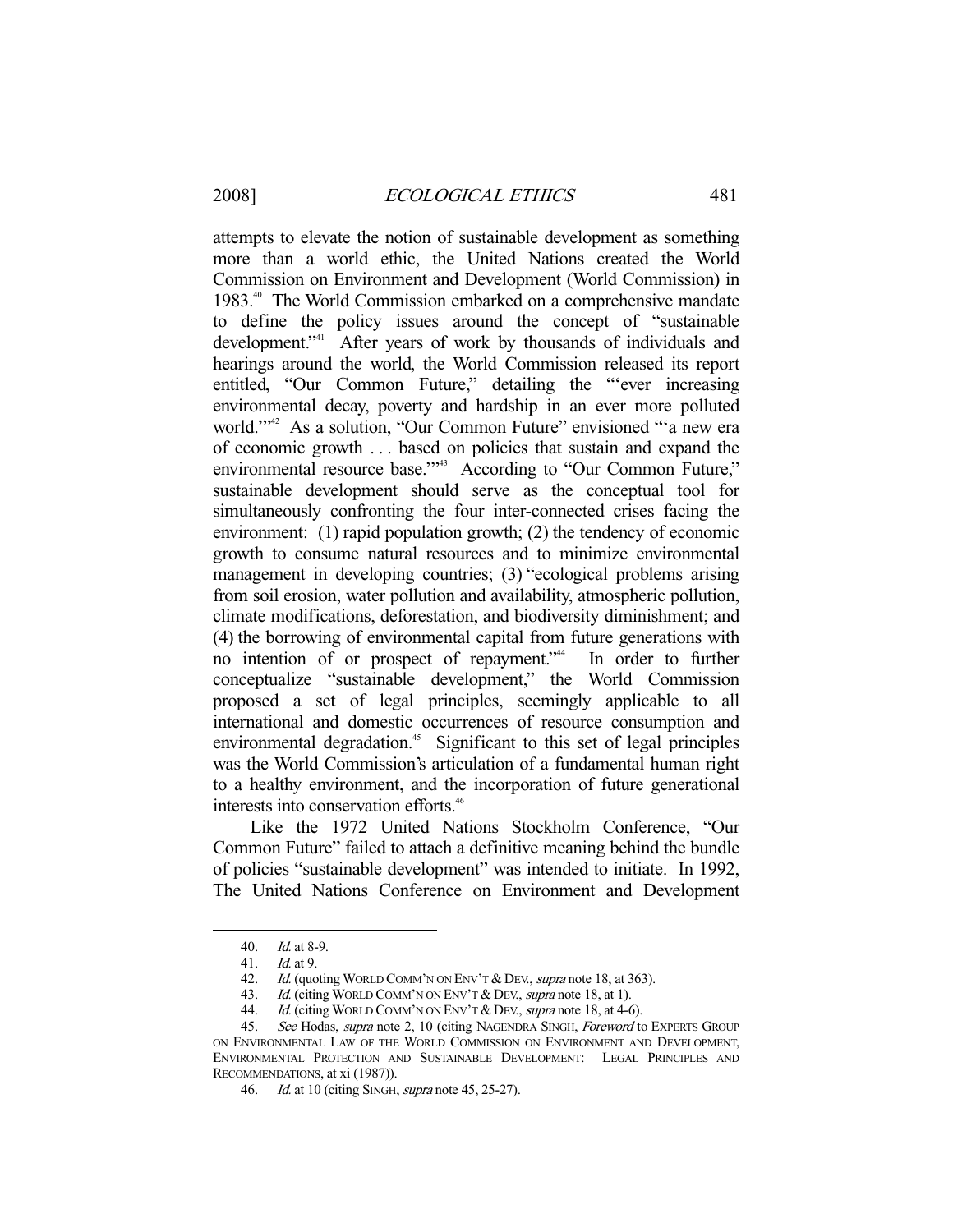attempts to elevate the notion of sustainable development as something more than a world ethic, the United Nations created the World Commission on Environment and Development (World Commission) in 1983.[40] The World Commission embarked on a comprehensive mandate to define the policy issues around the concept of "sustainable development."[41] After years of work by thousands of individuals and hearings around the world, the World Commission released its report entitled, "Our Common Future," detailing the "'ever increasing environmental decay, poverty and hardship in an ever more polluted world.'"[42] As a solution, "Our Common Future" envisioned "'a new era of economic growth . . . based on policies that sustain and expand the environmental resource base.'"[43] According to "Our Common Future," sustainable development should serve as the conceptual tool for simultaneously confronting the four inter-connected crises facing the environment: (1) rapid population growth; (2) the tendency of economic growth to consume natural resources and to minimize environmental management in developing countries; (3) "ecological problems arising from soil erosion, water pollution and availability, atmospheric pollution, climate modifications, deforestation, and biodiversity diminishment; and (4) the borrowing of environmental capital from future generations with no intention of or prospect of repayment."[44] In order to further conceptualize "sustainable development," the World Commission proposed a set of legal principles, seemingly applicable to all international and domestic occurrences of resource consumption and environmental degradation.[45] Significant to this set of legal principles was the World Commission's articulation of a fundamental human right to a healthy environment, and the incorporation of future generational interests into conservation efforts.[46]

Like the 1972 United Nations Stockholm Conference, "Our Common Future" failed to attach a definitive meaning behind the bundle of policies "sustainable development" was intended to initiate. In 1992, The United Nations Conference on Environment and Development

---

40. *Id.* at 8-9.

41. *Id.* at 9.

42. *Id.* (quoting WORLD COMM'N ON ENV'T & DEV., *supra* note 18, at 363).

43. *Id.* (citing WORLD COMM'N ON ENV'T & DEV., *supra* note 18, at 1).

44. *Id.* (citing WORLD COMM'N ON ENV'T & DEV., *supra* note 18, at 4-6).

45. *See* Hodas, *supra* note 2, 10 (citing NAGENDRA SINGH, *Foreword* to EXPERTS GROUP ON ENVIRONMENTAL LAW OF THE WORLD COMMISSION ON ENVIRONMENT AND DEVELOPMENT, ENVIRONMENTAL PROTECTION AND SUSTAINABLE DEVELOPMENT: LEGAL PRINCIPLES AND RECOMMENDATIONS, at xi (1987)).

46. *Id.* at 10 (citing SINGH, *supra* note 45, 25-27).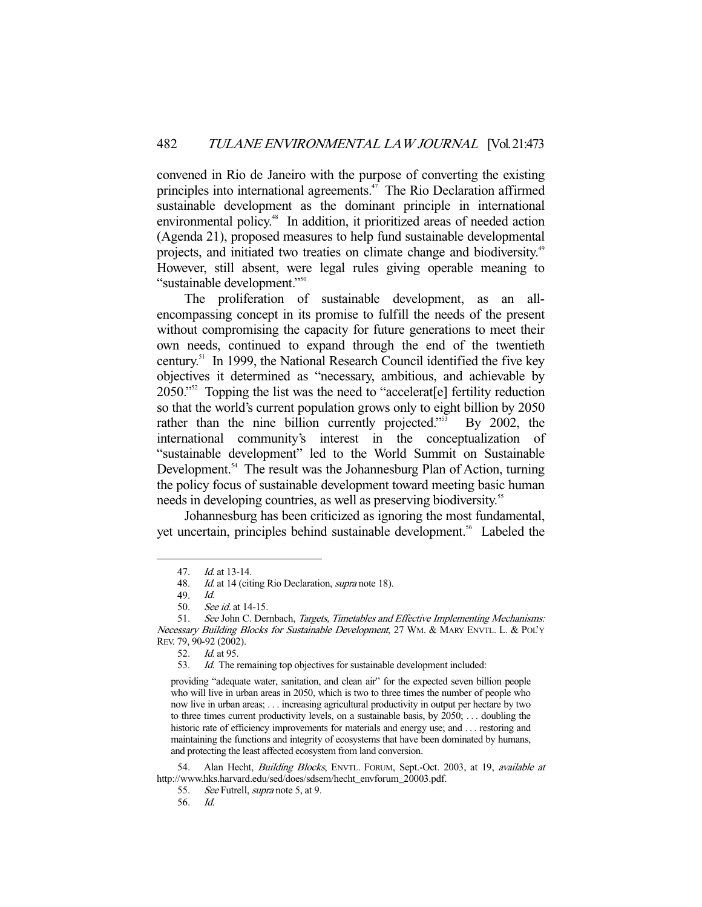convened in Rio de Janeiro with the purpose of converting the existing principles into international agreements.[47] The Rio Declaration affirmed sustainable development as the dominant principle in international environmental policy.[48] In addition, it prioritized areas of needed action (Agenda 21), proposed measures to help fund sustainable developmental projects, and initiated two treaties on climate change and biodiversity.[49] However, still absent, were legal rules giving operable meaning to "sustainable development."[50]

The proliferation of sustainable development, as an all-encompassing concept in its promise to fulfill the needs of the present without compromising the capacity for future generations to meet their own needs, continued to expand through the end of the twentieth century.[51] In 1999, the National Research Council identified the five key objectives it determined as "necessary, ambitious, and achievable by 2050."[52] Topping the list was the need to "accelerat[e] fertility reduction so that the world's current population grows only to eight billion by 2050 rather than the nine billion currently projected."[53] By 2002, the international community's interest in the conceptualization of "sustainable development" led to the World Summit on Sustainable Development.[54] The result was the Johannesburg Plan of Action, turning the policy focus of sustainable development toward meeting basic human needs in developing countries, as well as preserving biodiversity.[55]

Johannesburg has been criticized as ignoring the most fundamental, yet uncertain, principles behind sustainable development.[56] Labeled the

---

47. *Id.* at 13-14.

48. *Id.* at 14 (citing Rio Declaration, *supra* note 18).

49. *Id.*

50. *See id.* at 14-15.

51. *See* John C. Dernbach, *Targets, Timetables and Effective Implementing Mechanisms: Necessary Building Blocks for Sustainable Development*, 27 WM. & MARY ENVTL. L. & POL'Y REV. 79, 90-92 (2002).

52. *Id.* at 95.

53. *Id.* The remaining top objectives for sustainable development included:

> providing "adequate water, sanitation, and clean air" for the expected seven billion people who will live in urban areas in 2050, which is two to three times the number of people who now live in urban areas; . . . increasing agricultural productivity in output per hectare by two to three times current productivity levels, on a sustainable basis, by 2050; . . . doubling the historic rate of efficiency improvements for materials and energy use; and . . . restoring and maintaining the functions and integrity of ecosystems that have been dominated by humans, and protecting the least affected ecosystem from land conversion.

54. Alan Hecht, *Building Blocks*, ENVTL. FORUM, Sept.-Oct. 2003, at 19, *available at* http://www.hks.harvard.edu/sed/does/sdsem/hecht_envforum_20003.pdf.

55. *See* Futrell, *supra* note 5, at 9.

56. *Id.*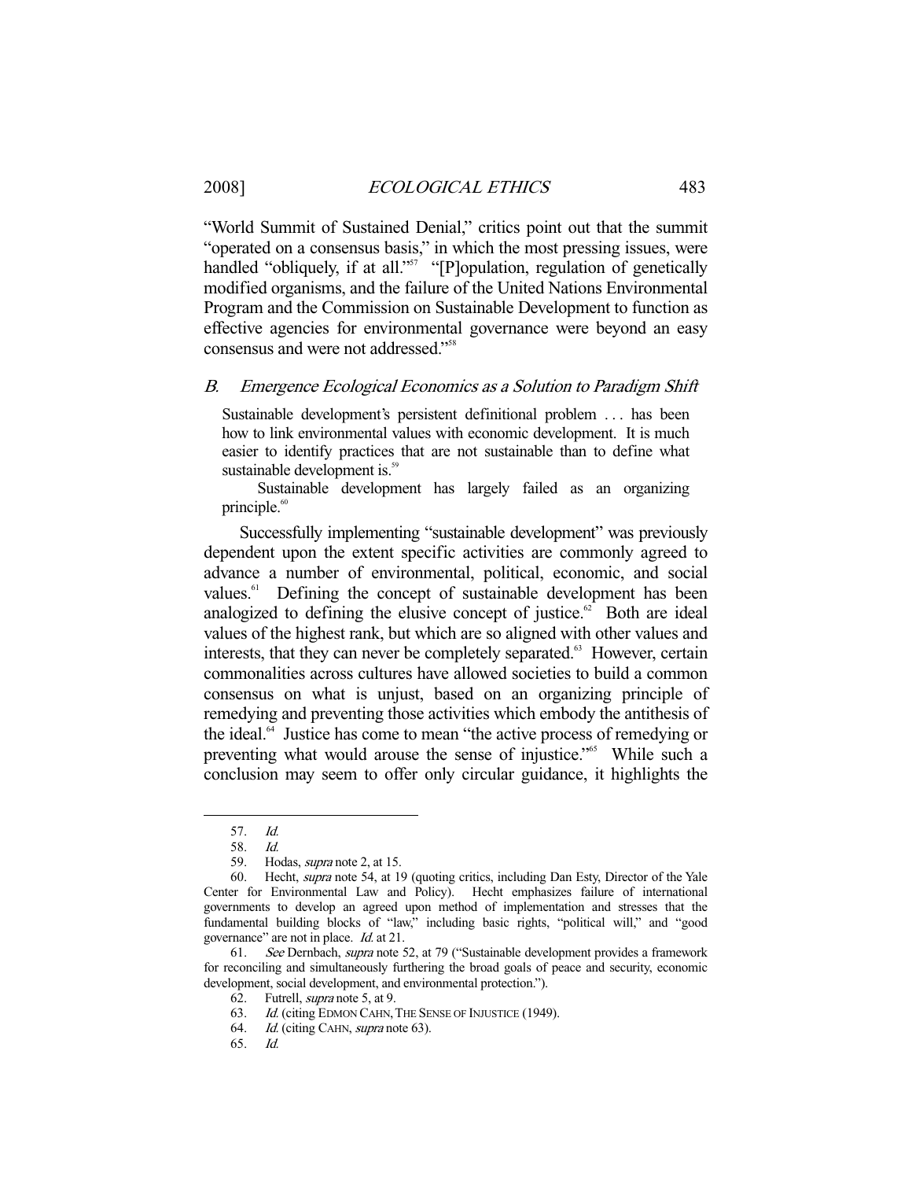"World Summit of Sustained Denial," critics point out that the summit "operated on a consensus basis," in which the most pressing issues, were handled "obliquely, if at all."[57] "[P]opulation, regulation of genetically modified organisms, and the failure of the United Nations Environmental Program and the Commission on Sustainable Development to function as effective agencies for environmental governance were beyond an easy consensus and were not addressed."[58]

## *B. Emergence Ecological Economics as a Solution to Paradigm Shift*

> Sustainable development's persistent definitional problem . . . has been how to link environmental values with economic development. It is much easier to identify practices that are not sustainable than to define what sustainable development is.[59]
>
> Sustainable development has largely failed as an organizing principle.[60]

Successfully implementing "sustainable development" was previously dependent upon the extent specific activities are commonly agreed to advance a number of environmental, political, economic, and social values.[61] Defining the concept of sustainable development has been analogized to defining the elusive concept of justice.[62] Both are ideal values of the highest rank, but which are so aligned with other values and interests, that they can never be completely separated.[63] However, certain commonalities across cultures have allowed societies to build a common consensus on what is unjust, based on an organizing principle of remedying and preventing those activities which embody the antithesis of the ideal.[64] Justice has come to mean "the active process of remedying or preventing what would arouse the sense of injustice."[65] While such a conclusion may seem to offer only circular guidance, it highlights the

---

57. *Id.*

58. *Id.*

59. Hodas, *supra* note 2, at 15.

60. Hecht, *supra* note 54, at 19 (quoting critics, including Dan Esty, Director of the Yale Center for Environmental Law and Policy). Hecht emphasizes failure of international governments to develop an agreed upon method of implementation and stresses that the fundamental building blocks of "law," including basic rights, "political will," and "good governance" are not in place. *Id.* at 21.

61. *See* Dernbach, *supra* note 52, at 79 ("Sustainable development provides a framework for reconciling and simultaneously furthering the broad goals of peace and security, economic development, social development, and environmental protection.").

62. Futrell, *supra* note 5, at 9.

63. *Id.* (citing EDMON CAHN, THE SENSE OF INJUSTICE (1949).

64. *Id.* (citing CAHN, *supra* note 63).

65. *Id.*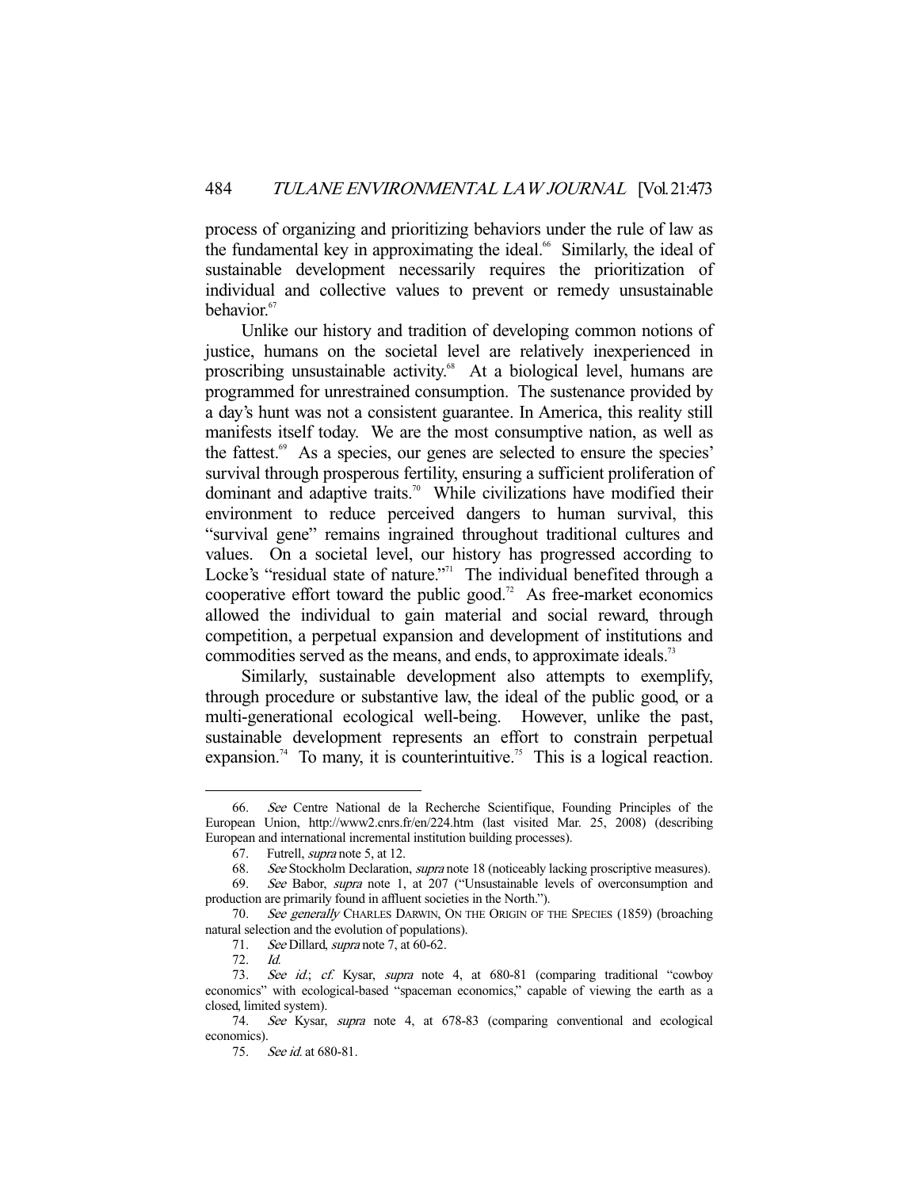process of organizing and prioritizing behaviors under the rule of law as the fundamental key in approximating the ideal.[66] Similarly, the ideal of sustainable development necessarily requires the prioritization of individual and collective values to prevent or remedy unsustainable behavior.[67]

Unlike our history and tradition of developing common notions of justice, humans on the societal level are relatively inexperienced in proscribing unsustainable activity.[68] At a biological level, humans are programmed for unrestrained consumption. The sustenance provided by a day's hunt was not a consistent guarantee. In America, this reality still manifests itself today. We are the most consumptive nation, as well as the fattest.[69] As a species, our genes are selected to ensure the species' survival through prosperous fertility, ensuring a sufficient proliferation of dominant and adaptive traits.[70] While civilizations have modified their environment to reduce perceived dangers to human survival, this "survival gene" remains ingrained throughout traditional cultures and values. On a societal level, our history has progressed according to Locke's "residual state of nature."[71] The individual benefited through a cooperative effort toward the public good.[72] As free-market economics allowed the individual to gain material and social reward, through competition, a perpetual expansion and development of institutions and commodities served as the means, and ends, to approximate ideals.[73]

Similarly, sustainable development also attempts to exemplify, through procedure or substantive law, the ideal of the public good, or a multi-generational ecological well-being. However, unlike the past, sustainable development represents an effort to constrain perpetual expansion.[74] To many, it is counterintuitive.[75] This is a logical reaction.

---

66. *See* Centre National de la Recherche Scientifique, Founding Principles of the European Union, http://www2.cnrs.fr/en/224.htm (last visited Mar. 25, 2008) (describing European and international incremental institution building processes).

67. Futrell, *supra* note 5, at 12.

68. *See* Stockholm Declaration, *supra* note 18 (noticeably lacking proscriptive measures).

69. *See* Babor, *supra* note 1, at 207 ("Unsustainable levels of overconsumption and production are primarily found in affluent societies in the North.").

70. *See generally* CHARLES DARWIN, ON THE ORIGIN OF THE SPECIES (1859) (broaching natural selection and the evolution of populations).

71. *See* Dillard, *supra* note 7, at 60-62.

72. *Id.*

73. *See id.*; *cf.* Kysar, *supra* note 4, at 680-81 (comparing traditional "cowboy economics" with ecological-based "spaceman economics," capable of viewing the earth as a closed, limited system).

74. *See* Kysar, *supra* note 4, at 678-83 (comparing conventional and ecological economics).

75. *See id.* at 680-81.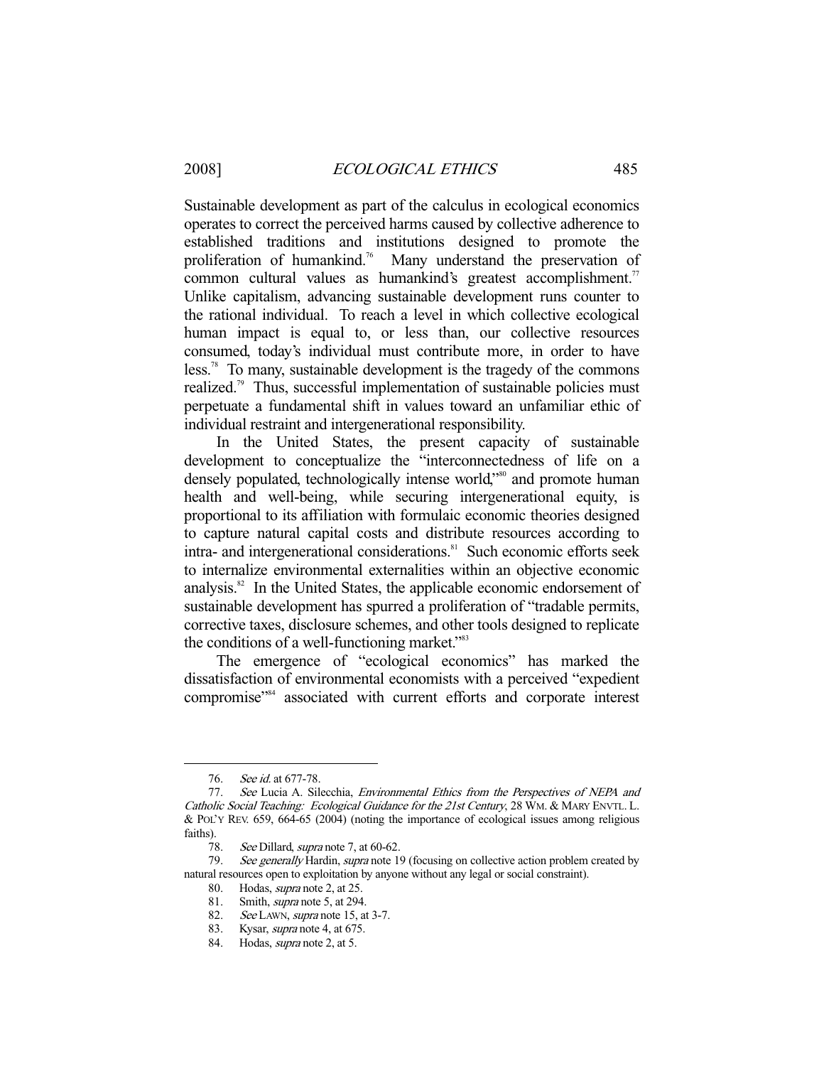Sustainable development as part of the calculus in ecological economics operates to correct the perceived harms caused by collective adherence to established traditions and institutions designed to promote the proliferation of humankind.[76] Many understand the preservation of common cultural values as humankind's greatest accomplishment.[77] Unlike capitalism, advancing sustainable development runs counter to the rational individual. To reach a level in which collective ecological human impact is equal to, or less than, our collective resources consumed, today's individual must contribute more, in order to have less.[78] To many, sustainable development is the tragedy of the commons realized.[79] Thus, successful implementation of sustainable policies must perpetuate a fundamental shift in values toward an unfamiliar ethic of individual restraint and intergenerational responsibility.

In the United States, the present capacity of sustainable development to conceptualize the "interconnectedness of life on a densely populated, technologically intense world,"[80] and promote human health and well-being, while securing intergenerational equity, is proportional to its affiliation with formulaic economic theories designed to capture natural capital costs and distribute resources according to intra- and intergenerational considerations.[81] Such economic efforts seek to internalize environmental externalities within an objective economic analysis.[82] In the United States, the applicable economic endorsement of sustainable development has spurred a proliferation of "tradable permits, corrective taxes, disclosure schemes, and other tools designed to replicate the conditions of a well-functioning market."[83]

The emergence of "ecological economics" has marked the dissatisfaction of environmental economists with a perceived "expedient compromise"[84] associated with current efforts and corporate interest

---

76. *See id.* at 677-78.

77. *See* Lucia A. Silecchia, *Environmental Ethics from the Perspectives of NEPA and Catholic Social Teaching: Ecological Guidance for the 21st Century*, 28 WM. & MARY ENVTL. L. & POL'Y REV. 659, 664-65 (2004) (noting the importance of ecological issues among religious faiths).

78. *See* Dillard, *supra* note 7, at 60-62.

79. *See generally* Hardin, *supra* note 19 (focusing on collective action problem created by natural resources open to exploitation by anyone without any legal or social constraint).

80. Hodas, *supra* note 2, at 25.

81. Smith, *supra* note 5, at 294.

82. *See* LAWN, *supra* note 15, at 3-7.

83. Kysar, *supra* note 4, at 675.

84. Hodas, *supra* note 2, at 5.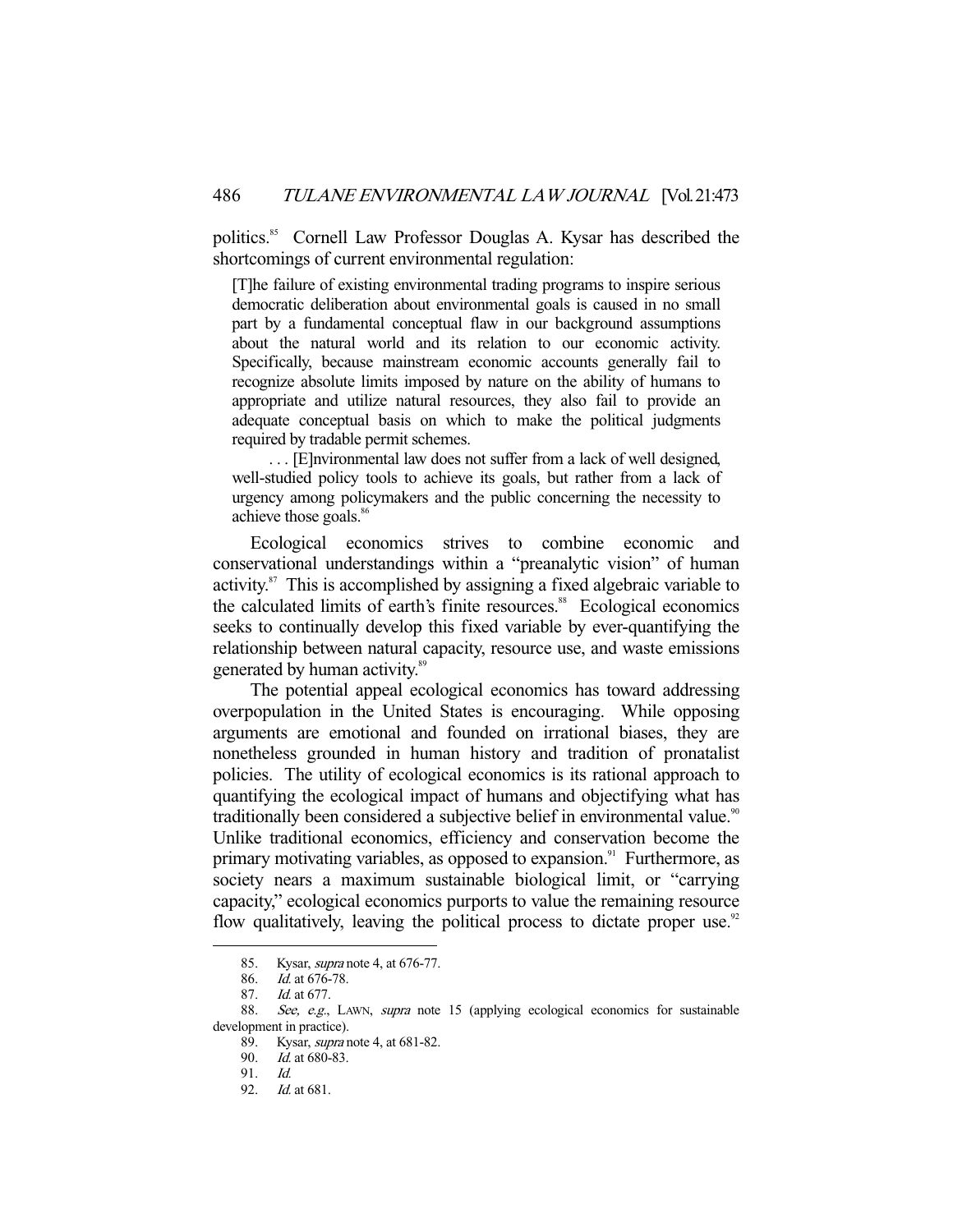politics.[85] Cornell Law Professor Douglas A. Kysar has described the shortcomings of current environmental regulation:

> [T]he failure of existing environmental trading programs to inspire serious democratic deliberation about environmental goals is caused in no small part by a fundamental conceptual flaw in our background assumptions about the natural world and its relation to our economic activity. Specifically, because mainstream economic accounts generally fail to recognize absolute limits imposed by nature on the ability of humans to appropriate and utilize natural resources, they also fail to provide an adequate conceptual basis on which to make the political judgments required by tradable permit schemes.
>
> . . . [E]nvironmental law does not suffer from a lack of well designed, well-studied policy tools to achieve its goals, but rather from a lack of urgency among policymakers and the public concerning the necessity to achieve those goals.[86]

Ecological economics strives to combine economic and conservational understandings within a "preanalytic vision" of human activity.[87] This is accomplished by assigning a fixed algebraic variable to the calculated limits of earth's finite resources.[88] Ecological economics seeks to continually develop this fixed variable by ever-quantifying the relationship between natural capacity, resource use, and waste emissions generated by human activity.[89]

The potential appeal ecological economics has toward addressing overpopulation in the United States is encouraging. While opposing arguments are emotional and founded on irrational biases, they are nonetheless grounded in human history and tradition of pronatalist policies. The utility of ecological economics is its rational approach to quantifying the ecological impact of humans and objectifying what has traditionally been considered a subjective belief in environmental value.[90] Unlike traditional economics, efficiency and conservation become the primary motivating variables, as opposed to expansion.[91] Furthermore, as society nears a maximum sustainable biological limit, or "carrying capacity," ecological economics purports to value the remaining resource flow qualitatively, leaving the political process to dictate proper use.[92]

---

85. Kysar, *supra* note 4, at 676-77.
86. *Id.* at 676-78.
87. *Id.* at 677.
88. *See, e.g.*, LAWN, *supra* note 15 (applying ecological economics for sustainable development in practice).
89. Kysar, *supra* note 4, at 681-82.
90. *Id.* at 680-83.
91. *Id.*
92. *Id.* at 681.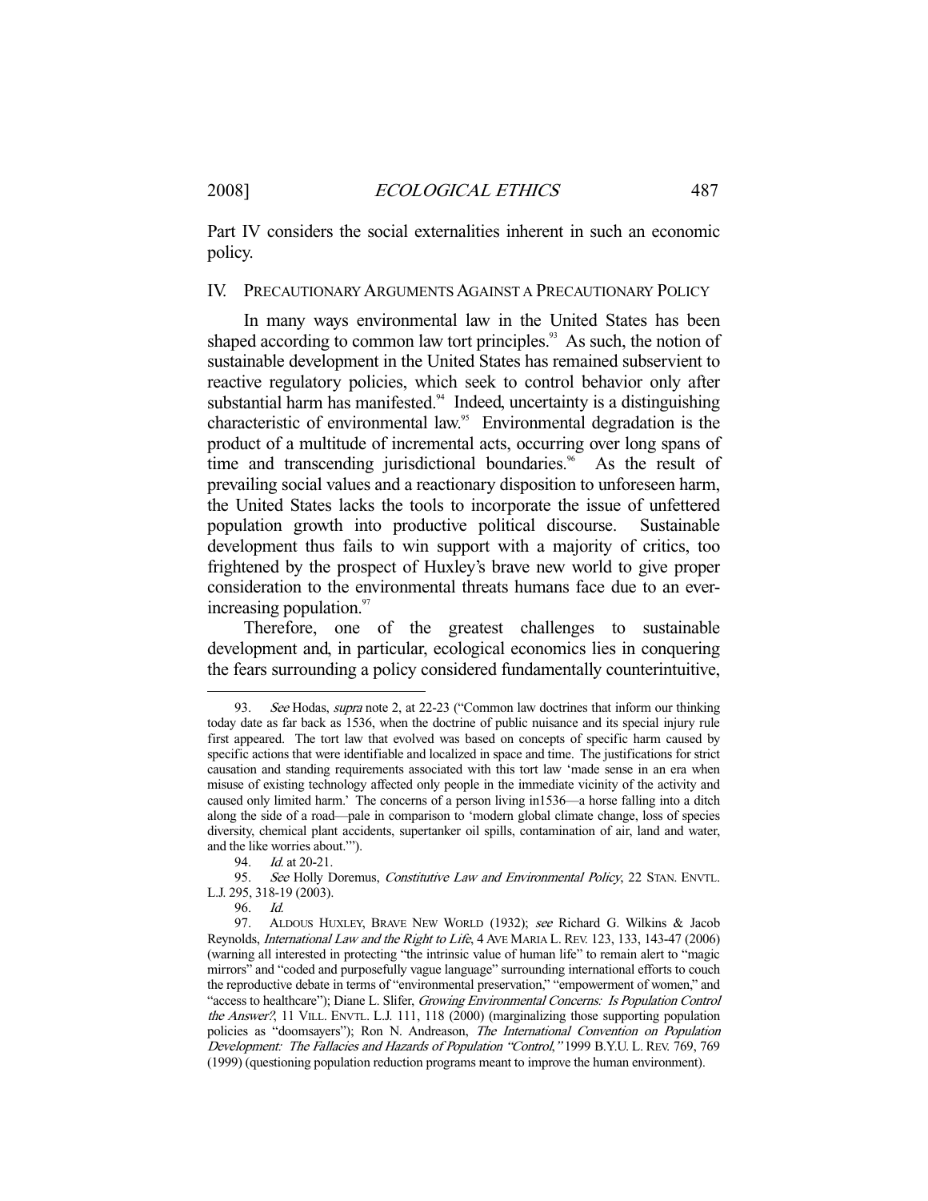Part IV considers the social externalities inherent in such an economic policy.

## IV. PRECAUTIONARY ARGUMENTS AGAINST A PRECAUTIONARY POLICY

In many ways environmental law in the United States has been shaped according to common law tort principles.[93] As such, the notion of sustainable development in the United States has remained subservient to reactive regulatory policies, which seek to control behavior only after substantial harm has manifested.[94] Indeed, uncertainty is a distinguishing characteristic of environmental law.[95] Environmental degradation is the product of a multitude of incremental acts, occurring over long spans of time and transcending jurisdictional boundaries.[96] As the result of prevailing social values and a reactionary disposition to unforeseen harm, the United States lacks the tools to incorporate the issue of unfettered population growth into productive political discourse. Sustainable development thus fails to win support with a majority of critics, too frightened by the prospect of Huxley's brave new world to give proper consideration to the environmental threats humans face due to an ever-increasing population.[97]

Therefore, one of the greatest challenges to sustainable development and, in particular, ecological economics lies in conquering the fears surrounding a policy considered fundamentally counterintuitive,

---

93. *See* Hodas, *supra* note 2, at 22-23 ("Common law doctrines that inform our thinking today date as far back as 1536, when the doctrine of public nuisance and its special injury rule first appeared. The tort law that evolved was based on concepts of specific harm caused by specific actions that were identifiable and localized in space and time. The justifications for strict causation and standing requirements associated with this tort law 'made sense in an era when misuse of existing technology affected only people in the immediate vicinity of the activity and caused only limited harm.' The concerns of a person living in1536—a horse falling into a ditch along the side of a road—pale in comparison to 'modern global climate change, loss of species diversity, chemical plant accidents, supertanker oil spills, contamination of air, land and water, and the like worries about.'").

94. *Id.* at 20-21.

95. *See* Holly Doremus, *Constitutive Law and Environmental Policy*, 22 STAN. ENVTL. L.J. 295, 318-19 (2003).

96. *Id.*

97. ALDOUS HUXLEY, BRAVE NEW WORLD (1932); *see* Richard G. Wilkins & Jacob Reynolds, *International Law and the Right to Life*, 4 AVE MARIA L. REV. 123, 133, 143-47 (2006) (warning all interested in protecting "the intrinsic value of human life" to remain alert to "magic mirrors" and "coded and purposefully vague language" surrounding international efforts to couch the reproductive debate in terms of "environmental preservation," "empowerment of women," and "access to healthcare"); Diane L. Slifer, *Growing Environmental Concerns: Is Population Control the Answer?*, 11 VILL. ENVTL. L.J. 111, 118 (2000) (marginalizing those supporting population policies as "doomsayers"); Ron N. Andreason, *The International Convention on Population Development: The Fallacies and Hazards of Population "Control,"* 1999 B.Y.U. L. REV. 769, 769 (1999) (questioning population reduction programs meant to improve the human environment).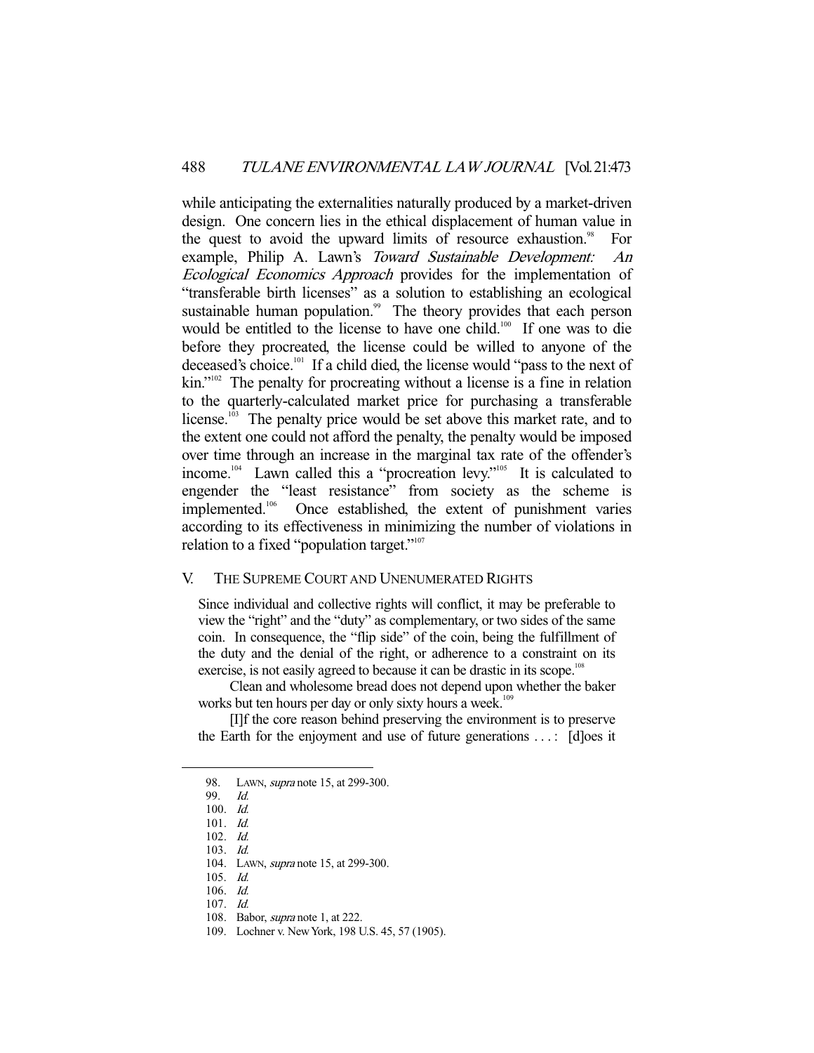while anticipating the externalities naturally produced by a market-driven design. One concern lies in the ethical displacement of human value in the quest to avoid the upward limits of resource exhaustion.[98] For example, Philip A. Lawn's *Toward Sustainable Development: An Ecological Economics Approach* provides for the implementation of "transferable birth licenses" as a solution to establishing an ecological sustainable human population.[99] The theory provides that each person would be entitled to the license to have one child.[100] If one was to die before they procreated, the license could be willed to anyone of the deceased's choice.[101] If a child died, the license would "pass to the next of kin."[102] The penalty for procreating without a license is a fine in relation to the quarterly-calculated market price for purchasing a transferable license.[103] The penalty price would be set above this market rate, and to the extent one could not afford the penalty, the penalty would be imposed over time through an increase in the marginal tax rate of the offender's income.[104] Lawn called this a "procreation levy."[105] It is calculated to engender the "least resistance" from society as the scheme is implemented.[106] Once established, the extent of punishment varies according to its effectiveness in minimizing the number of violations in relation to a fixed "population target."[107]

## V. THE SUPREME COURT AND UNENUMERATED RIGHTS

> Since individual and collective rights will conflict, it may be preferable to view the "right" and the "duty" as complementary, or two sides of the same coin. In consequence, the "flip side" of the coin, being the fulfillment of the duty and the denial of the right, or adherence to a constraint on its exercise, is not easily agreed to because it can be drastic in its scope.[108]
>
> Clean and wholesome bread does not depend upon whether the baker works but ten hours per day or only sixty hours a week.[109]
>
> [I]f the core reason behind preserving the environment is to preserve the Earth for the enjoyment and use of future generations . . . : [d]oes it

---

98. LAWN, *supra* note 15, at 299-300.
99. *Id.*
100. *Id.*
101. *Id.*
102. *Id.*
103. *Id.*
104. LAWN, *supra* note 15, at 299-300.
105. *Id.*
106. *Id.*
107. *Id.*
108. Babor, *supra* note 1, at 222.
109. Lochner v. New York, 198 U.S. 45, 57 (1905).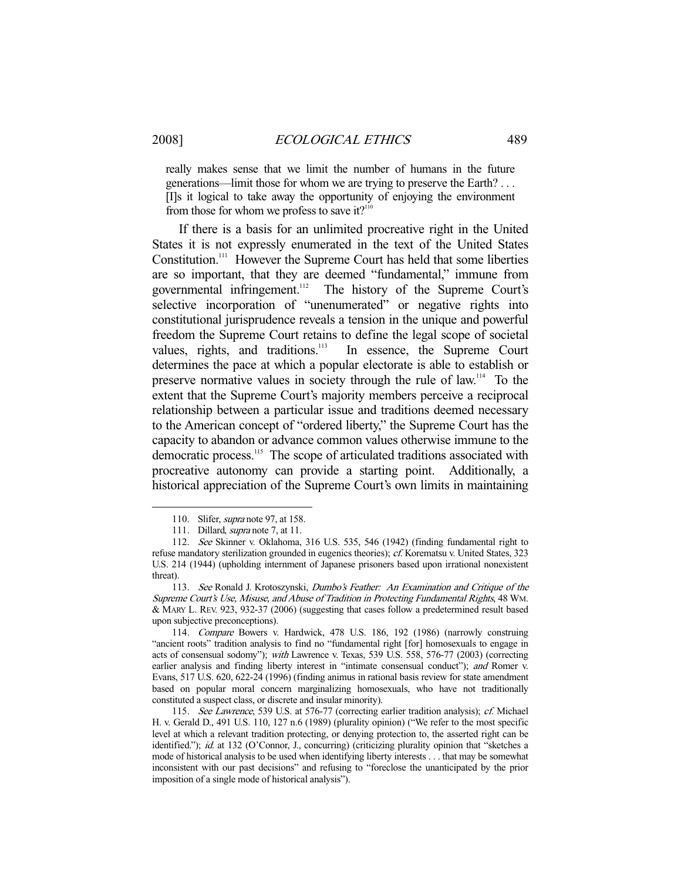really makes sense that we limit the number of humans in the future generations—limit those for whom we are trying to preserve the Earth? . . . [I]s it logical to take away the opportunity of enjoying the environment from those for whom we profess to save it?[110]

If there is a basis for an unlimited procreative right in the United States it is not expressly enumerated in the text of the United States Constitution.[111] However the Supreme Court has held that some liberties are so important, that they are deemed "fundamental," immune from governmental infringement.[112] The history of the Supreme Court's selective incorporation of "unenumerated" or negative rights into constitutional jurisprudence reveals a tension in the unique and powerful freedom the Supreme Court retains to define the legal scope of societal values, rights, and traditions.[113] In essence, the Supreme Court determines the pace at which a popular electorate is able to establish or preserve normative values in society through the rule of law.[114] To the extent that the Supreme Court's majority members perceive a reciprocal relationship between a particular issue and traditions deemed necessary to the American concept of "ordered liberty," the Supreme Court has the capacity to abandon or advance common values otherwise immune to the democratic process.[115] The scope of articulated traditions associated with procreative autonomy can provide a starting point. Additionally, a historical appreciation of the Supreme Court's own limits in maintaining

---

110. Slifer, *supra* note 97, at 158.

111. Dillard, *supra* note 7, at 11.

112. *See* Skinner v. Oklahoma, 316 U.S. 535, 546 (1942) (finding fundamental right to refuse mandatory sterilization grounded in eugenics theories); *cf.* Korematsu v. United States, 323 U.S. 214 (1944) (upholding internment of Japanese prisoners based upon irrational nonexistent threat).

113. *See* Ronald J. Krotoszynski, *Dumbo's Feather: An Examination and Critique of the Supreme Court's Use, Misuse, and Abuse of Tradition in Protecting Fundamental Rights*, 48 WM. & MARY L. REV. 923, 932-37 (2006) (suggesting that cases follow a predetermined result based upon subjective preconceptions).

114. *Compare* Bowers v. Hardwick, 478 U.S. 186, 192 (1986) (narrowly construing "ancient roots" tradition analysis to find no "fundamental right [for] homosexuals to engage in acts of consensual sodomy"); *with* Lawrence v. Texas, 539 U.S. 558, 576-77 (2003) (correcting earlier analysis and finding liberty interest in "intimate consensual conduct"); *and* Romer v. Evans, 517 U.S. 620, 622-24 (1996) (finding animus in rational basis review for state amendment based on popular moral concern marginalizing homosexuals, who have not traditionally constituted a suspect class, or discrete and insular minority).

115. *See Lawrence*, 539 U.S. at 576-77 (correcting earlier tradition analysis); *cf.* Michael H. v. Gerald D., 491 U.S. 110, 127 n.6 (1989) (plurality opinion) ("We refer to the most specific level at which a relevant tradition protecting, or denying protection to, the asserted right can be identified."); *id.* at 132 (O'Connor, J., concurring) (criticizing plurality opinion that "sketches a mode of historical analysis to be used when identifying liberty interests . . . that may be somewhat inconsistent with our past decisions" and refusing to "foreclose the unanticipated by the prior imposition of a single mode of historical analysis").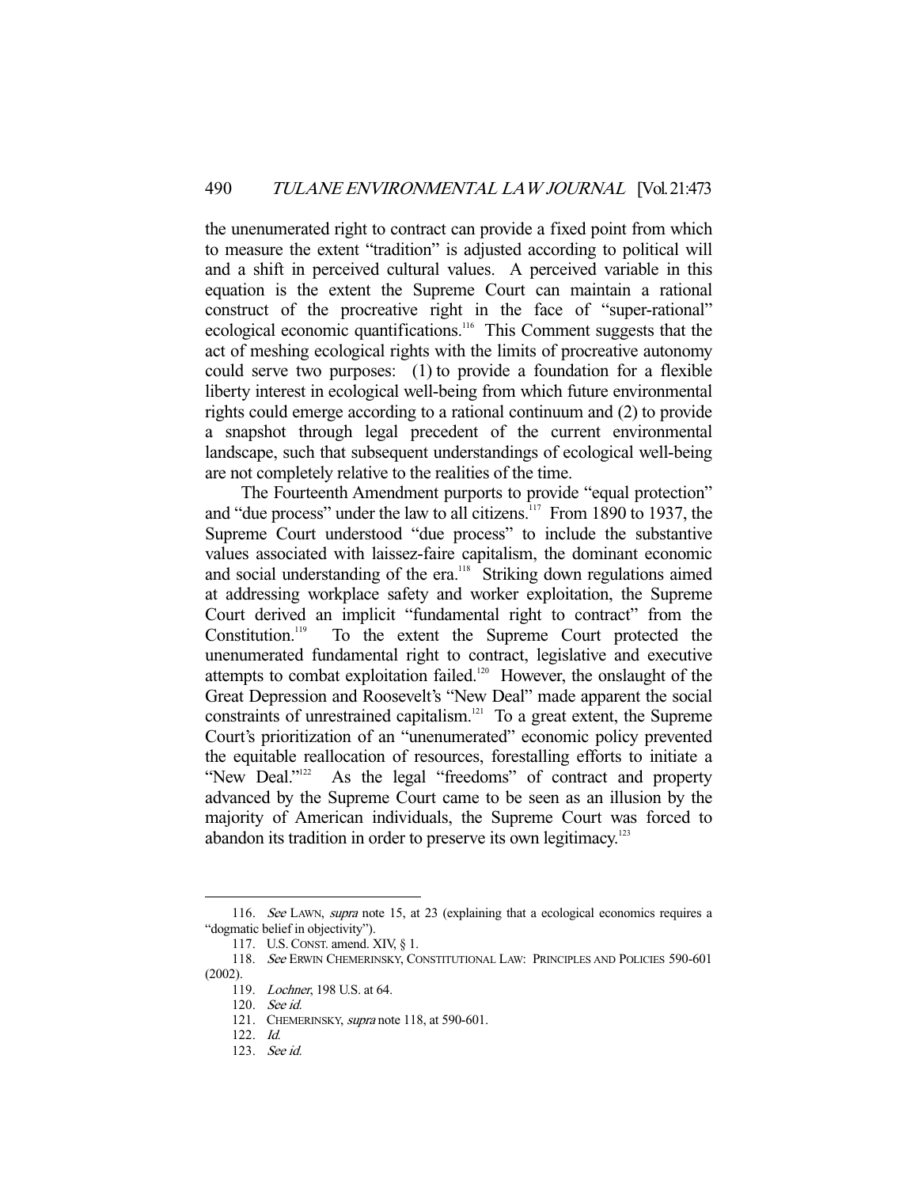the unenumerated right to contract can provide a fixed point from which to measure the extent "tradition" is adjusted according to political will and a shift in perceived cultural values. A perceived variable in this equation is the extent the Supreme Court can maintain a rational construct of the procreative right in the face of "super-rational" ecological economic quantifications.[116] This Comment suggests that the act of meshing ecological rights with the limits of procreative autonomy could serve two purposes: (1) to provide a foundation for a flexible liberty interest in ecological well-being from which future environmental rights could emerge according to a rational continuum and (2) to provide a snapshot through legal precedent of the current environmental landscape, such that subsequent understandings of ecological well-being are not completely relative to the realities of the time.

The Fourteenth Amendment purports to provide "equal protection" and "due process" under the law to all citizens.[117] From 1890 to 1937, the Supreme Court understood "due process" to include the substantive values associated with laissez-faire capitalism, the dominant economic and social understanding of the era.[118] Striking down regulations aimed at addressing workplace safety and worker exploitation, the Supreme Court derived an implicit "fundamental right to contract" from the Constitution.[119] To the extent the Supreme Court protected the unenumerated fundamental right to contract, legislative and executive attempts to combat exploitation failed.[120] However, the onslaught of the Great Depression and Roosevelt's "New Deal" made apparent the social constraints of unrestrained capitalism.[121] To a great extent, the Supreme Court's prioritization of an "unenumerated" economic policy prevented the equitable reallocation of resources, forestalling efforts to initiate a "New Deal."[122] As the legal "freedoms" of contract and property advanced by the Supreme Court came to be seen as an illusion by the majority of American individuals, the Supreme Court was forced to abandon its tradition in order to preserve its own legitimacy.[123]

---

116. *See* LAWN, *supra* note 15, at 23 (explaining that a ecological economics requires a "dogmatic belief in objectivity").

117. U.S. CONST. amend. XIV, § 1.

118. *See* ERWIN CHEMERINSKY, CONSTITUTIONAL LAW: PRINCIPLES AND POLICIES 590-601 (2002).

119. *Lochner*, 198 U.S. at 64.

120. *See id.*

121. CHEMERINSKY, *supra* note 118, at 590-601.

122. *Id.*

123. *See id.*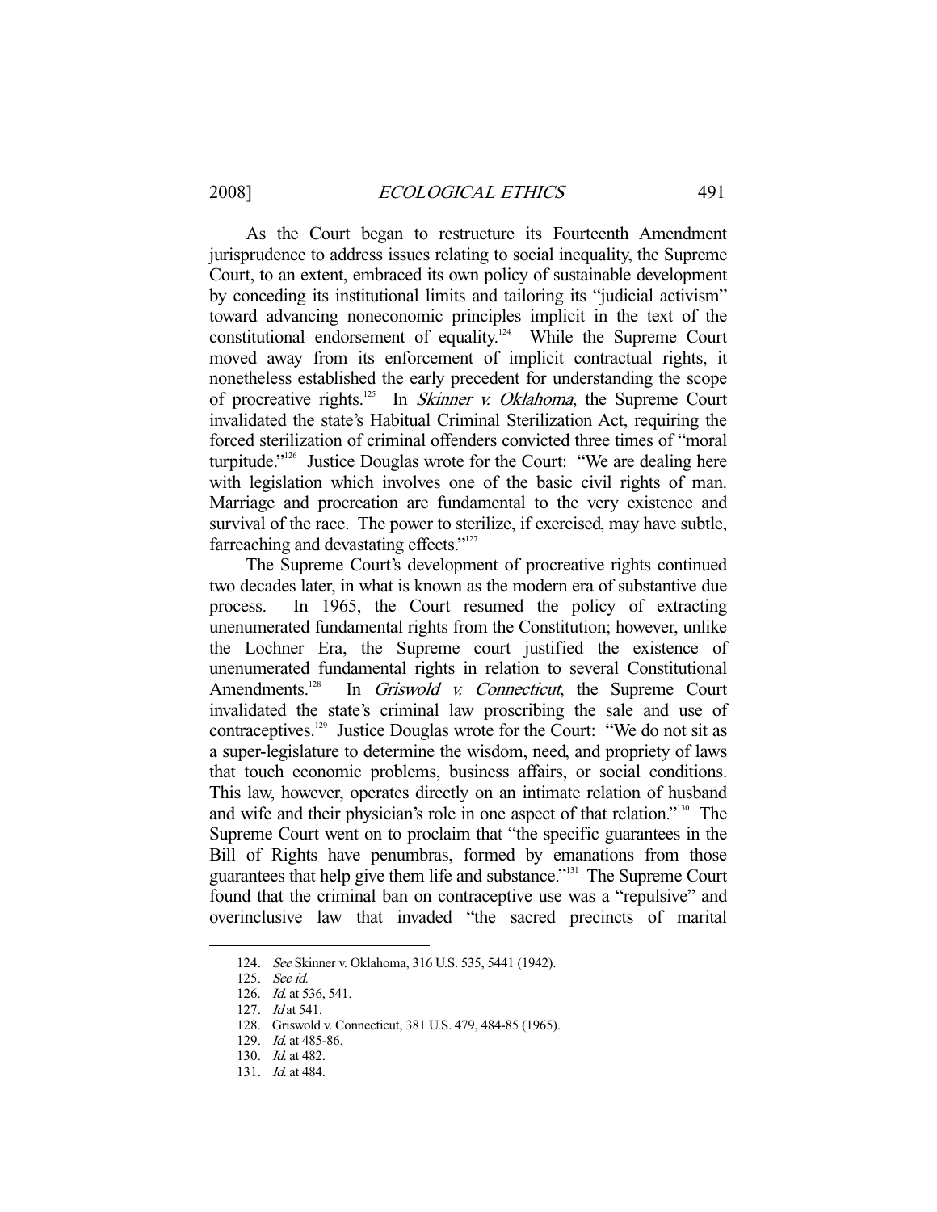As the Court began to restructure its Fourteenth Amendment jurisprudence to address issues relating to social inequality, the Supreme Court, to an extent, embraced its own policy of sustainable development by conceding its institutional limits and tailoring its "judicial activism" toward advancing noneconomic principles implicit in the text of the constitutional endorsement of equality.[124] While the Supreme Court moved away from its enforcement of implicit contractual rights, it nonetheless established the early precedent for understanding the scope of procreative rights.[125] In *Skinner v. Oklahoma*, the Supreme Court invalidated the state's Habitual Criminal Sterilization Act, requiring the forced sterilization of criminal offenders convicted three times of "moral turpitude."[126] Justice Douglas wrote for the Court: "We are dealing here with legislation which involves one of the basic civil rights of man. Marriage and procreation are fundamental to the very existence and survival of the race. The power to sterilize, if exercised, may have subtle, farreaching and devastating effects."[127]

The Supreme Court's development of procreative rights continued two decades later, in what is known as the modern era of substantive due process. In 1965, the Court resumed the policy of extracting unenumerated fundamental rights from the Constitution; however, unlike the Lochner Era, the Supreme court justified the existence of unenumerated fundamental rights in relation to several Constitutional Amendments.[128] In *Griswold v. Connecticut*, the Supreme Court invalidated the state's criminal law proscribing the sale and use of contraceptives.[129] Justice Douglas wrote for the Court: "We do not sit as a super-legislature to determine the wisdom, need, and propriety of laws that touch economic problems, business affairs, or social conditions. This law, however, operates directly on an intimate relation of husband and wife and their physician's role in one aspect of that relation."[130] The Supreme Court went on to proclaim that "the specific guarantees in the Bill of Rights have penumbras, formed by emanations from those guarantees that help give them life and substance."[131] The Supreme Court found that the criminal ban on contraceptive use was a "repulsive" and overinclusive law that invaded "the sacred precincts of marital

---

124. *See* Skinner v. Oklahoma, 316 U.S. 535, 5441 (1942).

125. *See id.*

126. *Id.* at 536, 541.

127. *Id* at 541.

128. Griswold v. Connecticut, 381 U.S. 479, 484-85 (1965).

129. *Id.* at 485-86.

130. *Id.* at 482.

131. *Id.* at 484.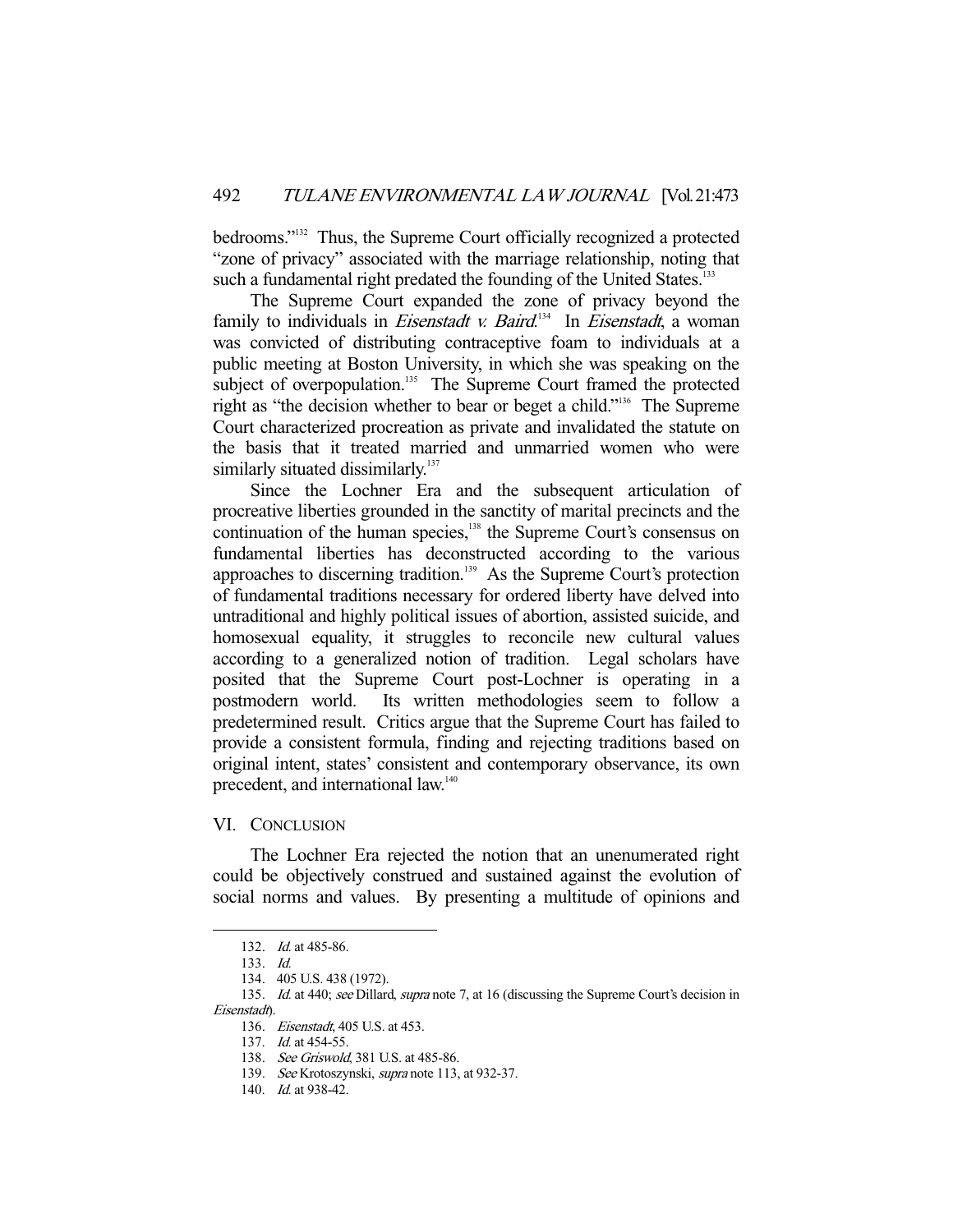bedrooms."[132] Thus, the Supreme Court officially recognized a protected "zone of privacy" associated with the marriage relationship, noting that such a fundamental right predated the founding of the United States.[133]

The Supreme Court expanded the zone of privacy beyond the family to individuals in *Eisenstadt v. Baird*.[134] In *Eisenstadt*, a woman was convicted of distributing contraceptive foam to individuals at a public meeting at Boston University, in which she was speaking on the subject of overpopulation.[135] The Supreme Court framed the protected right as "the decision whether to bear or beget a child."[136] The Supreme Court characterized procreation as private and invalidated the statute on the basis that it treated married and unmarried women who were similarly situated dissimilarly.[137]

Since the Lochner Era and the subsequent articulation of procreative liberties grounded in the sanctity of marital precincts and the continuation of the human species,[138] the Supreme Court's consensus on fundamental liberties has deconstructed according to the various approaches to discerning tradition.[139] As the Supreme Court's protection of fundamental traditions necessary for ordered liberty have delved into untraditional and highly political issues of abortion, assisted suicide, and homosexual equality, it struggles to reconcile new cultural values according to a generalized notion of tradition. Legal scholars have posited that the Supreme Court post-Lochner is operating in a postmodern world. Its written methodologies seem to follow a predetermined result. Critics argue that the Supreme Court has failed to provide a consistent formula, finding and rejecting traditions based on original intent, states' consistent and contemporary observance, its own precedent, and international law.[140]

## VI. Conclusion

The Lochner Era rejected the notion that an unenumerated right could be objectively construed and sustained against the evolution of social norms and values. By presenting a multitude of opinions and

---

132. *Id.* at 485-86.

133. *Id.*

134. 405 U.S. 438 (1972).

135. *Id.* at 440; *see* Dillard, *supra* note 7, at 16 (discussing the Supreme Court's decision in *Eisenstadt*).

136. *Eisenstadt*, 405 U.S. at 453.

137. *Id.* at 454-55.

138. *See Griswold*, 381 U.S. at 485-86.

139. *See* Krotoszynski, *supra* note 113, at 932-37.

140. *Id.* at 938-42.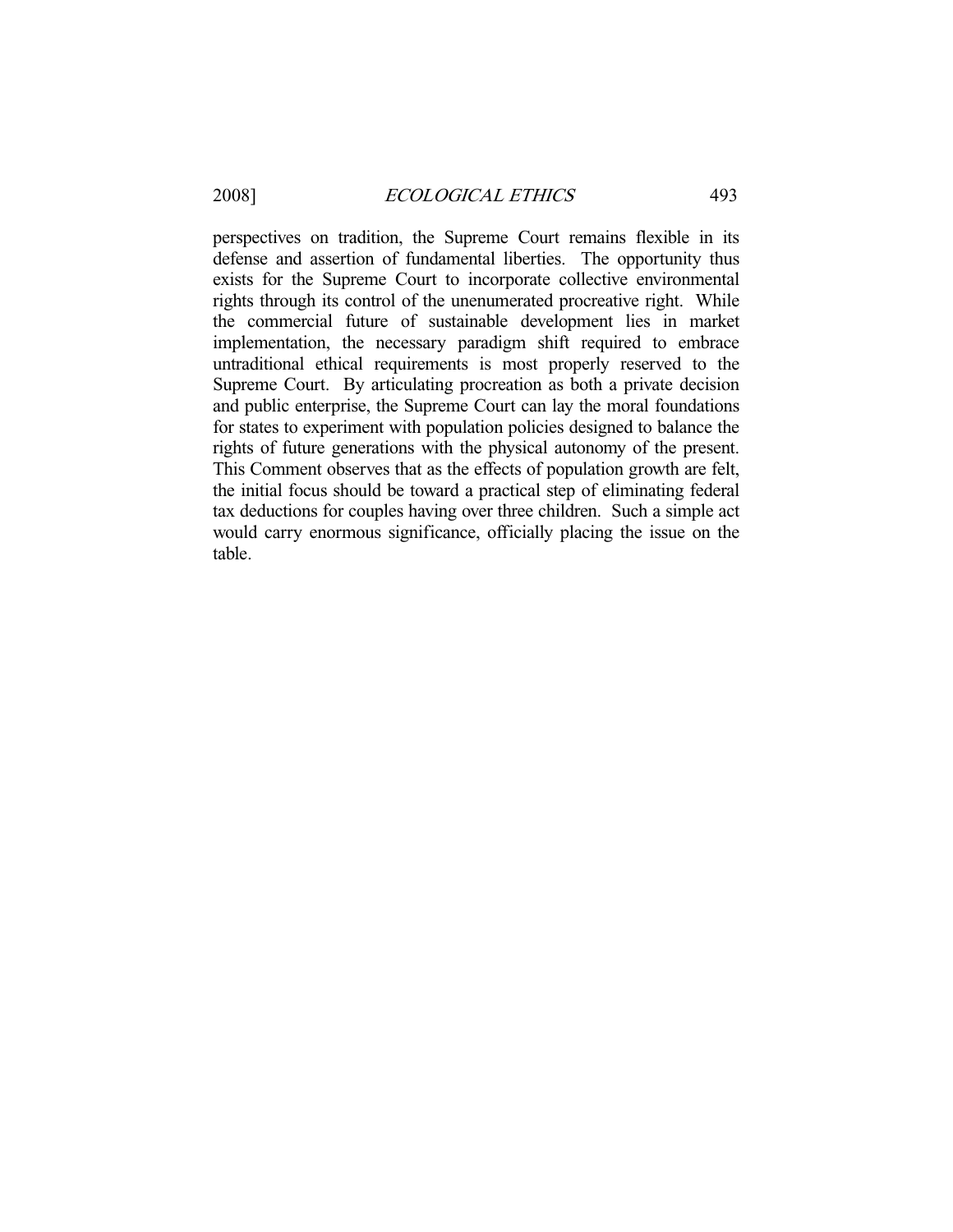perspectives on tradition, the Supreme Court remains flexible in its defense and assertion of fundamental liberties. The opportunity thus exists for the Supreme Court to incorporate collective environmental rights through its control of the unenumerated procreative right. While the commercial future of sustainable development lies in market implementation, the necessary paradigm shift required to embrace untraditional ethical requirements is most properly reserved to the Supreme Court. By articulating procreation as both a private decision and public enterprise, the Supreme Court can lay the moral foundations for states to experiment with population policies designed to balance the rights of future generations with the physical autonomy of the present. This Comment observes that as the effects of population growth are felt, the initial focus should be toward a practical step of eliminating federal tax deductions for couples having over three children. Such a simple act would carry enormous significance, officially placing the issue on the table.